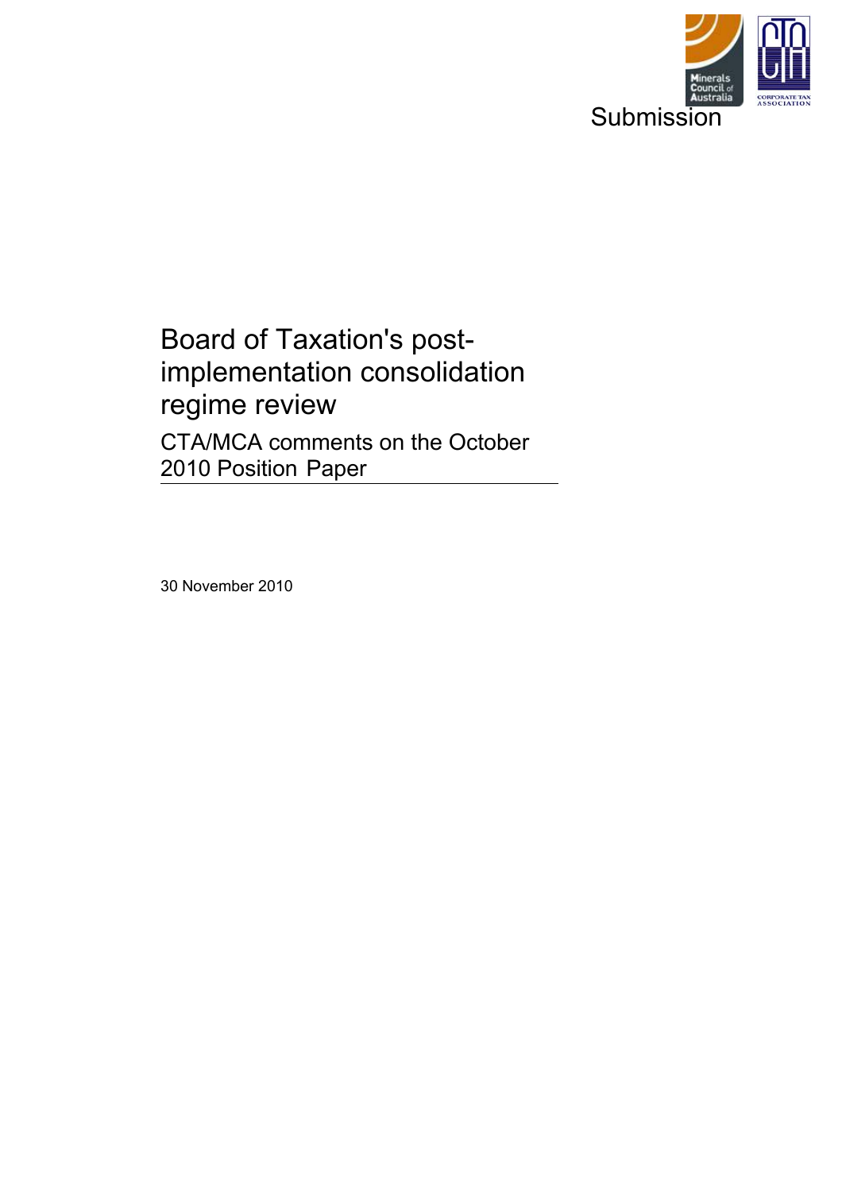Submission

# Board of Taxation's post-implementation consolidation regime review

## CTA/MCA comments on the October 2010 Position Paper

30 November 2010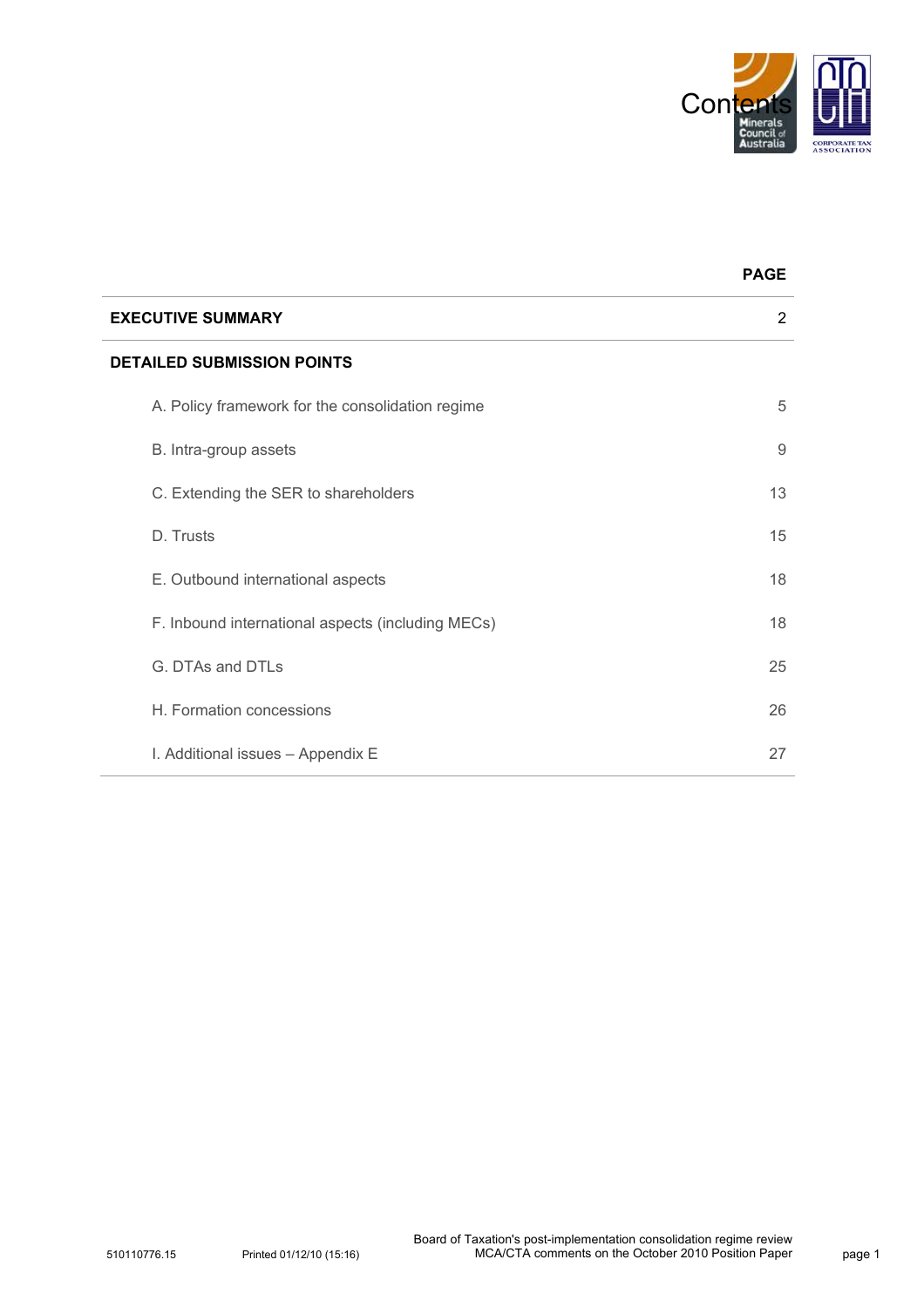# Contents

| | PAGE |
|---|---|
| **EXECUTIVE SUMMARY** | 2 |
| **DETAILED SUBMISSION POINTS** | |
| A. Policy framework for the consolidation regime | 5 |
| B. Intra-group assets | 9 |
| C. Extending the SER to shareholders | 13 |
| D. Trusts | 15 |
| E. Outbound international aspects | 18 |
| F. Inbound international aspects (including MECs) | 18 |
| G. DTAs and DTLs | 25 |
| H. Formation concessions | 26 |
| I. Additional issues – Appendix E | 27 |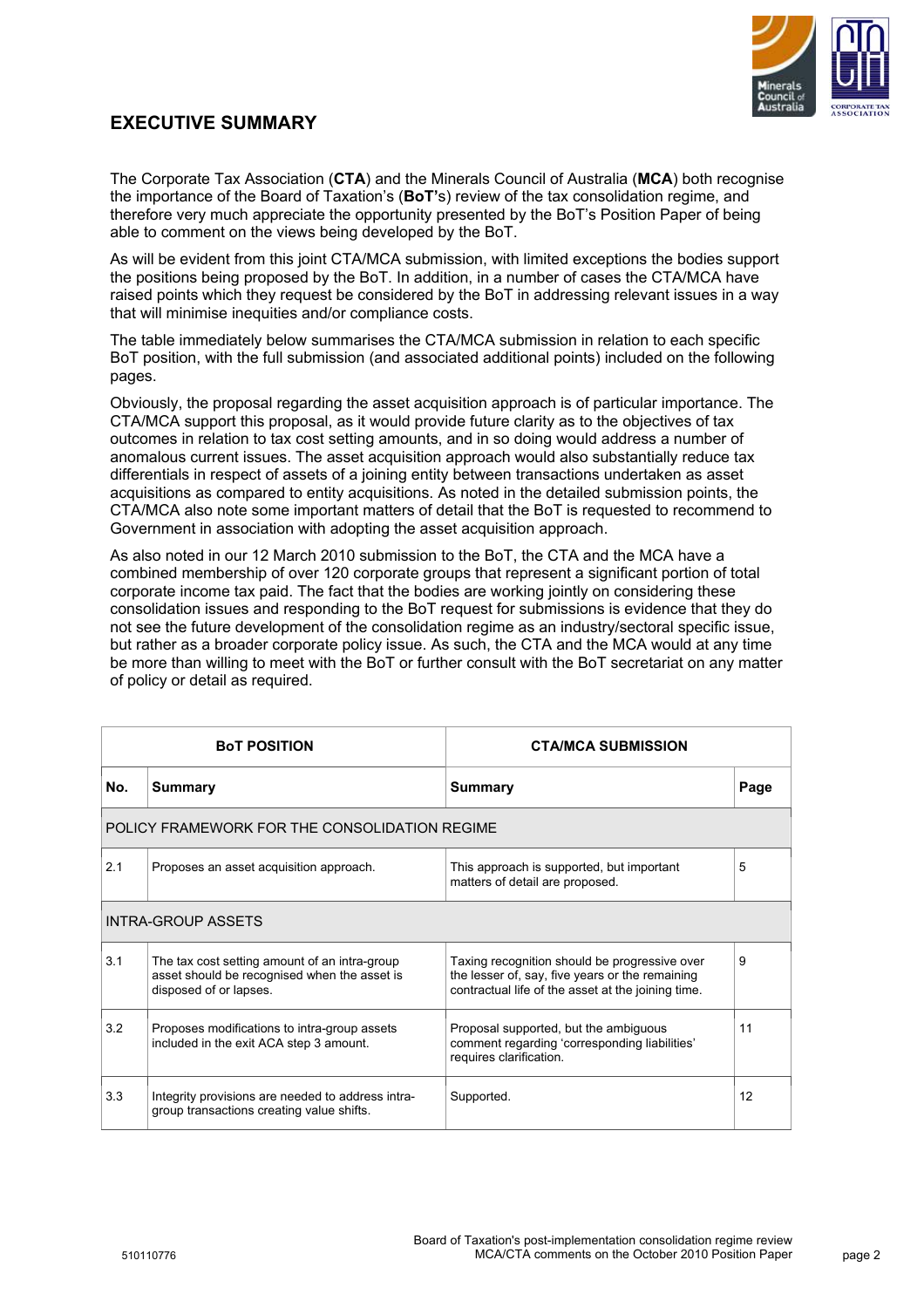## EXECUTIVE SUMMARY

The Corporate Tax Association (**CTA**) and the Minerals Council of Australia (**MCA**) both recognise the importance of the Board of Taxation's (**BoT'**s) review of the tax consolidation regime, and therefore very much appreciate the opportunity presented by the BoT's Position Paper of being able to comment on the views being developed by the BoT.

As will be evident from this joint CTA/MCA submission, with limited exceptions the bodies support the positions being proposed by the BoT. In addition, in a number of cases the CTA/MCA have raised points which they request be considered by the BoT in addressing relevant issues in a way that will minimise inequities and/or compliance costs.

The table immediately below summarises the CTA/MCA submission in relation to each specific BoT position, with the full submission (and associated additional points) included on the following pages.

Obviously, the proposal regarding the asset acquisition approach is of particular importance. The CTA/MCA support this proposal, as it would provide future clarity as to the objectives of tax outcomes in relation to tax cost setting amounts, and in so doing would address a number of anomalous current issues. The asset acquisition approach would also substantially reduce tax differentials in respect of assets of a joining entity between transactions undertaken as asset acquisitions as compared to entity acquisitions. As noted in the detailed submission points, the CTA/MCA also note some important matters of detail that the BoT is requested to recommend to Government in association with adopting the asset acquisition approach.

As also noted in our 12 March 2010 submission to the BoT, the CTA and the MCA have a combined membership of over 120 corporate groups that represent a significant portion of total corporate income tax paid. The fact that the bodies are working jointly on considering these consolidation issues and responding to the BoT request for submissions is evidence that they do not see the future development of the consolidation regime as an industry/sectoral specific issue, but rather as a broader corporate policy issue. As such, the CTA and the MCA would at any time be more than willing to meet with the BoT or further consult with the BoT secretariat on any matter of policy or detail as required.

| **BoT POSITION** | | **CTA/MCA SUBMISSION** | |
|---|---|---|---|
| **No.** | **Summary** | **Summary** | **Page** |
| POLICY FRAMEWORK FOR THE CONSOLIDATION REGIME | | | |
| 2.1 | Proposes an asset acquisition approach. | This approach is supported, but important matters of detail are proposed. | 5 |
| INTRA-GROUP ASSETS | | | |
| 3.1 | The tax cost setting amount of an intra-group asset should be recognised when the asset is disposed of or lapses. | Taxing recognition should be progressive over the lesser of, say, five years or the remaining contractual life of the asset at the joining time. | 9 |
| 3.2 | Proposes modifications to intra-group assets included in the exit ACA step 3 amount. | Proposal supported, but the ambiguous comment regarding 'corresponding liabilities' requires clarification. | 11 |
| 3.3 | Integrity provisions are needed to address intra-group transactions creating value shifts. | Supported. | 12 |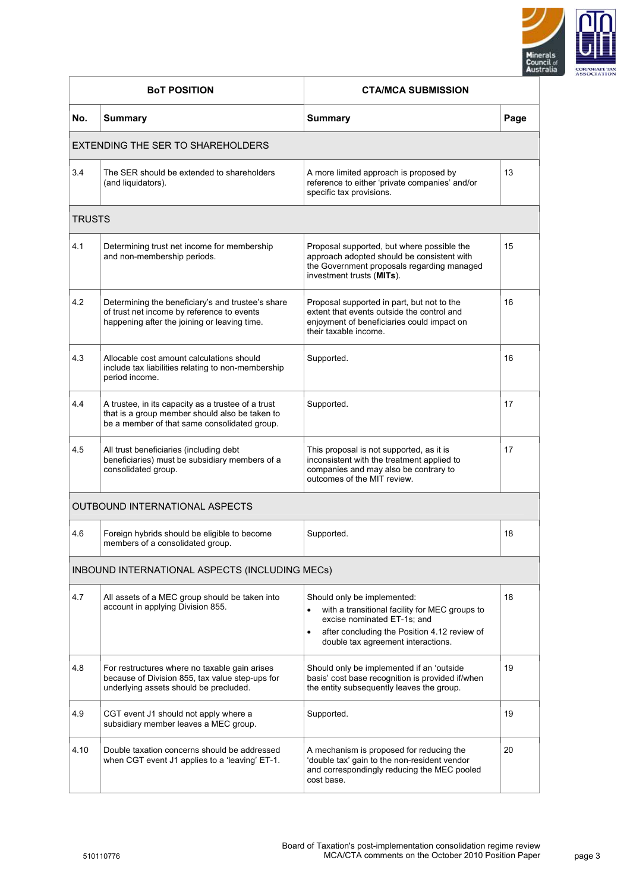| BoT POSITION | | CTA/MCA SUBMISSION | |
|---|---|---|---|
| **No.** | **Summary** | **Summary** | **Page** |
| EXTENDING THE SER TO SHAREHOLDERS | | | |
| 3.4 | The SER should be extended to shareholders (and liquidators). | A more limited approach is proposed by reference to either 'private companies' and/or specific tax provisions. | 13 |
| TRUSTS | | | |
| 4.1 | Determining trust net income for membership and non-membership periods. | Proposal supported, but where possible the approach adopted should be consistent with the Government proposals regarding managed investment trusts (**MITs**). | 15 |
| 4.2 | Determining the beneficiary's and trustee's share of trust net income by reference to events happening after the joining or leaving time. | Proposal supported in part, but not to the extent that events outside the control and enjoyment of beneficiaries could impact on their taxable income. | 16 |
| 4.3 | Allocable cost amount calculations should include tax liabilities relating to non-membership period income. | Supported. | 16 |
| 4.4 | A trustee, in its capacity as a trustee of a trust that is a group member should also be taken to be a member of that same consolidated group. | Supported. | 17 |
| 4.5 | All trust beneficiaries (including debt beneficiaries) must be subsidiary members of a consolidated group. | This proposal is not supported, as it is inconsistent with the treatment applied to companies and may also be contrary to outcomes of the MIT review. | 17 |
| OUTBOUND INTERNATIONAL ASPECTS | | | |
| 4.6 | Foreign hybrids should be eligible to become members of a consolidated group. | Supported. | 18 |
| INBOUND INTERNATIONAL ASPECTS (INCLUDING MECs) | | | |
| 4.7 | All assets of a MEC group should be taken into account in applying Division 855. | Should only be implemented:<br>• with a transitional facility for MEC groups to excise nominated ET-1s; and<br>• after concluding the Position 4.12 review of double tax agreement interactions. | 18 |
| 4.8 | For restructures where no taxable gain arises because of Division 855, tax value step-ups for underlying assets should be precluded. | Should only be implemented if an 'outside basis' cost base recognition is provided if/when the entity subsequently leaves the group. | 19 |
| 4.9 | CGT event J1 should not apply where a subsidiary member leaves a MEC group. | Supported. | 19 |
| 4.10 | Double taxation concerns should be addressed when CGT event J1 applies to a 'leaving' ET-1. | A mechanism is proposed for reducing the 'double tax' gain to the non-resident vendor and correspondingly reducing the MEC pooled cost base. | 20 |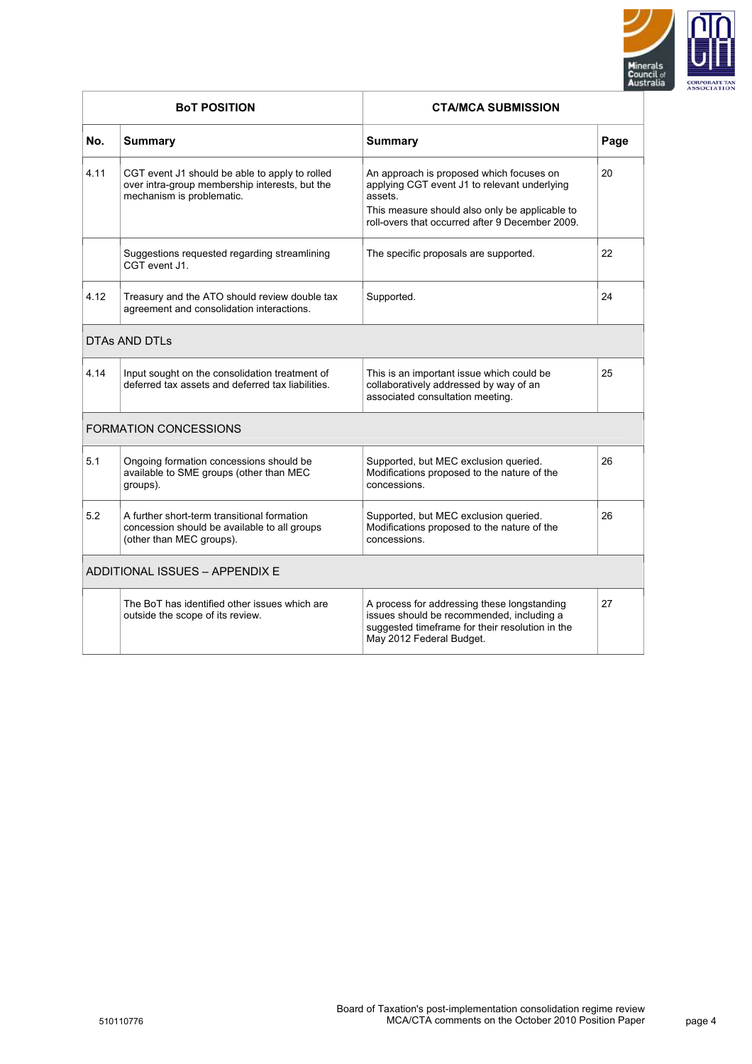| BoT POSITION | | CTA/MCA SUBMISSION | |
|---|---|---|---|
| **No.** | **Summary** | **Summary** | **Page** |
| 4.11 | CGT event J1 should be able to apply to rolled over intra-group membership interests, but the mechanism is problematic. | An approach is proposed which focuses on applying CGT event J1 to relevant underlying assets. This measure should also only be applicable to roll-overs that occurred after 9 December 2009. | 20 |
| | Suggestions requested regarding streamlining CGT event J1. | The specific proposals are supported. | 22 |
| 4.12 | Treasury and the ATO should review double tax agreement and consolidation interactions. | Supported. | 24 |
| DTAs AND DTLs | | | |
| 4.14 | Input sought on the consolidation treatment of deferred tax assets and deferred tax liabilities. | This is an important issue which could be collaboratively addressed by way of an associated consultation meeting. | 25 |
| FORMATION CONCESSIONS | | | |
| 5.1 | Ongoing formation concessions should be available to SME groups (other than MEC groups). | Supported, but MEC exclusion queried. Modifications proposed to the nature of the concessions. | 26 |
| 5.2 | A further short-term transitional formation concession should be available to all groups (other than MEC groups). | Supported, but MEC exclusion queried. Modifications proposed to the nature of the concessions. | 26 |
| ADDITIONAL ISSUES – APPENDIX E | | | |
| | The BoT has identified other issues which are outside the scope of its review. | A process for addressing these longstanding issues should be recommended, including a suggested timeframe for their resolution in the May 2012 Federal Budget. | 27 |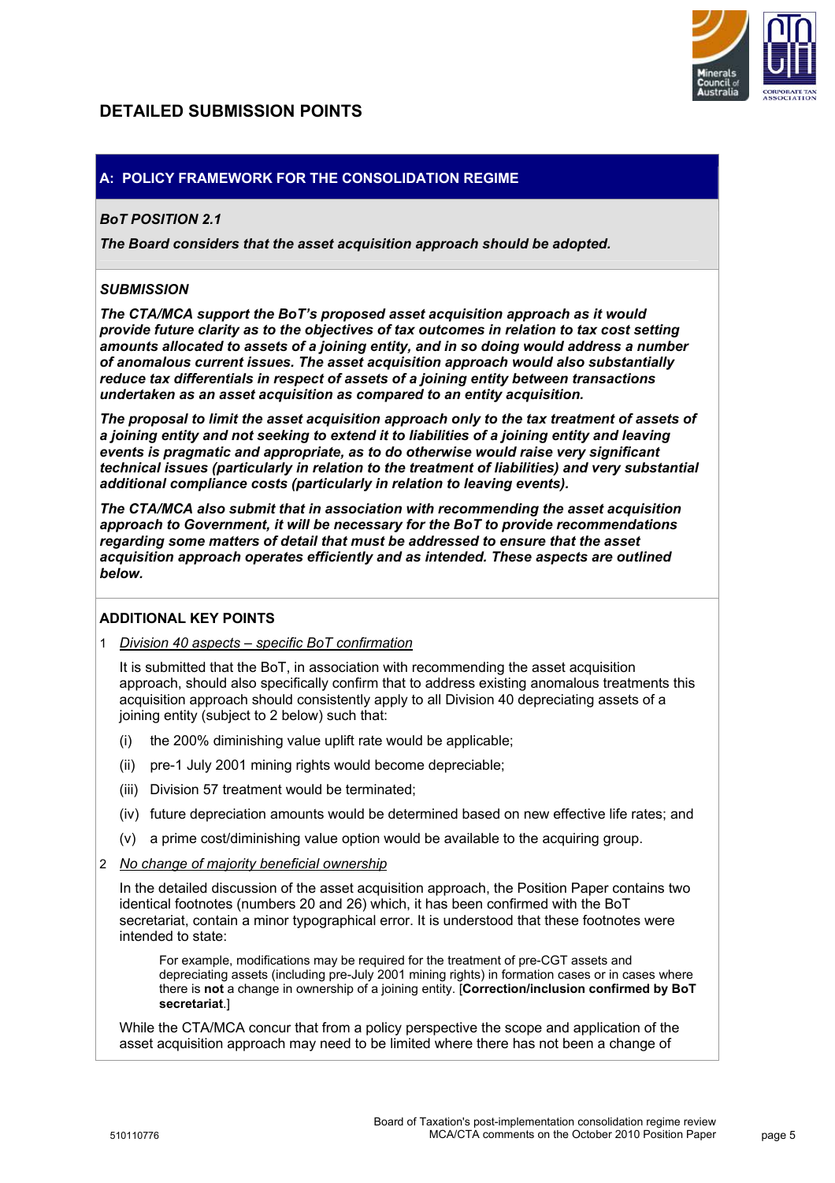## DETAILED SUBMISSION POINTS

### A: POLICY FRAMEWORK FOR THE CONSOLIDATION REGIME

***BoT POSITION 2.1***

***The Board considers that the asset acquisition approach should be adopted.***

***SUBMISSION***

***The CTA/MCA support the BoT's proposed asset acquisition approach as it would provide future clarity as to the objectives of tax outcomes in relation to tax cost setting amounts allocated to assets of a joining entity, and in so doing would address a number of anomalous current issues. The asset acquisition approach would also substantially reduce tax differentials in respect of assets of a joining entity between transactions undertaken as an asset acquisition as compared to an entity acquisition.***

***The proposal to limit the asset acquisition approach only to the tax treatment of assets of a joining entity and not seeking to extend it to liabilities of a joining entity and leaving events is pragmatic and appropriate, as to do otherwise would raise very significant technical issues (particularly in relation to the treatment of liabilities) and very substantial additional compliance costs (particularly in relation to leaving events).***

***The CTA/MCA also submit that in association with recommending the asset acquisition approach to Government, it will be necessary for the BoT to provide recommendations regarding some matters of detail that must be addressed to ensure that the asset acquisition approach operates efficiently and as intended. These aspects are outlined below.***

**ADDITIONAL KEY POINTS**

1 <u>Division 40 aspects – specific BoT confirmation</u>

It is submitted that the BoT, in association with recommending the asset acquisition approach, should also specifically confirm that to address existing anomalous treatments this acquisition approach should consistently apply to all Division 40 depreciating assets of a joining entity (subject to 2 below) such that:

(i) the 200% diminishing value uplift rate would be applicable;

(ii) pre-1 July 2001 mining rights would become depreciable;

(iii) Division 57 treatment would be terminated;

(iv) future depreciation amounts would be determined based on new effective life rates; and

(v) a prime cost/diminishing value option would be available to the acquiring group.

2 <u>No change of majority beneficial ownership</u>

In the detailed discussion of the asset acquisition approach, the Position Paper contains two identical footnotes (numbers 20 and 26) which, it has been confirmed with the BoT secretariat, contain a minor typographical error. It is understood that these footnotes were intended to state:

> For example, modifications may be required for the treatment of pre-CGT assets and depreciating assets (including pre-July 2001 mining rights) in formation cases or in cases where there is **not** a change in ownership of a joining entity. [**Correction/inclusion confirmed by BoT secretariat**.]

While the CTA/MCA concur that from a policy perspective the scope and application of the asset acquisition approach may need to be limited where there has not been a change of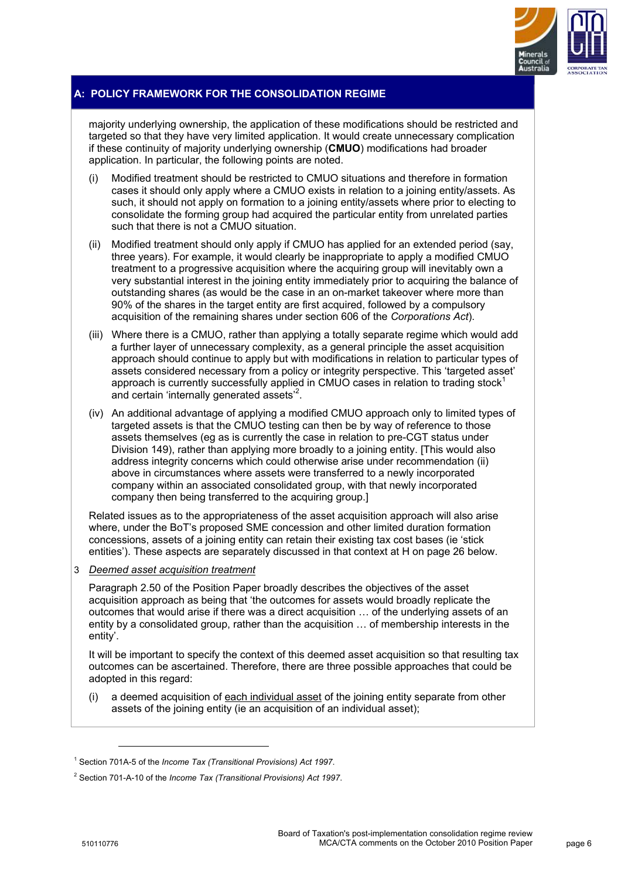## A: POLICY FRAMEWORK FOR THE CONSOLIDATION REGIME

majority underlying ownership, the application of these modifications should be restricted and targeted so that they have very limited application. It would create unnecessary complication if these continuity of majority underlying ownership (**CMUO**) modifications had broader application. In particular, the following points are noted.

(i) Modified treatment should be restricted to CMUO situations and therefore in formation cases it should only apply where a CMUO exists in relation to a joining entity/assets. As such, it should not apply on formation to a joining entity/assets where prior to electing to consolidate the forming group had acquired the particular entity from unrelated parties such that there is not a CMUO situation.

(ii) Modified treatment should only apply if CMUO has applied for an extended period (say, three years). For example, it would clearly be inappropriate to apply a modified CMUO treatment to a progressive acquisition where the acquiring group will inevitably own a very substantial interest in the joining entity immediately prior to acquiring the balance of outstanding shares (as would be the case in an on-market takeover where more than 90% of the shares in the target entity are first acquired, followed by a compulsory acquisition of the remaining shares under section 606 of the *Corporations Act*).

(iii) Where there is a CMUO, rather than applying a totally separate regime which would add a further layer of unnecessary complexity, as a general principle the asset acquisition approach should continue to apply but with modifications in relation to particular types of assets considered necessary from a policy or integrity perspective. This 'targeted asset' approach is currently successfully applied in CMUO cases in relation to trading stock[1] and certain 'internally generated assets'[2].

(iv) An additional advantage of applying a modified CMUO approach only to limited types of targeted assets is that the CMUO testing can then be by way of reference to those assets themselves (eg as is currently the case in relation to pre-CGT status under Division 149), rather than applying more broadly to a joining entity. [This would also address integrity concerns which could otherwise arise under recommendation (ii) above in circumstances where assets were transferred to a newly incorporated company within an associated consolidated group, with that newly incorporated company then being transferred to the acquiring group.]

Related issues as to the appropriateness of the asset acquisition approach will also arise where, under the BoT's proposed SME concession and other limited duration formation concessions, assets of a joining entity can retain their existing tax cost bases (ie 'stick entities'). These aspects are separately discussed in that context at H on page 26 below.

3 *Deemed asset acquisition treatment*

Paragraph 2.50 of the Position Paper broadly describes the objectives of the asset acquisition approach as being that 'the outcomes for assets would broadly replicate the outcomes that would arise if there was a direct acquisition … of the underlying assets of an entity by a consolidated group, rather than the acquisition … of membership interests in the entity'.

It will be important to specify the context of this deemed asset acquisition so that resulting tax outcomes can be ascertained. Therefore, there are three possible approaches that could be adopted in this regard:

(i) a deemed acquisition of each individual asset of the joining entity separate from other assets of the joining entity (ie an acquisition of an individual asset);

---

[1] Section 701A-5 of the *Income Tax (Transitional Provisions) Act 1997*.

[2] Section 701-A-10 of the *Income Tax (Transitional Provisions) Act 1997*.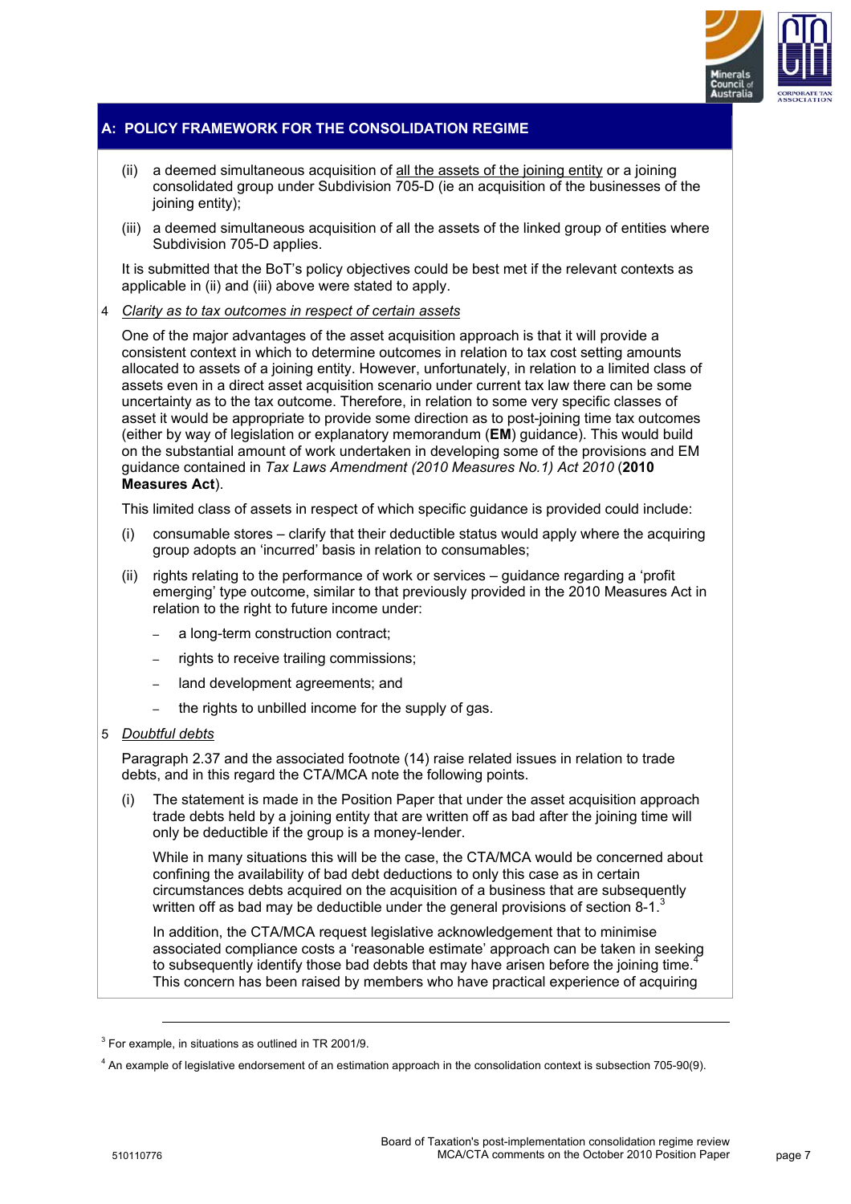## A: POLICY FRAMEWORK FOR THE CONSOLIDATION REGIME

(ii) a deemed simultaneous acquisition of all the assets of the joining entity or a joining consolidated group under Subdivision 705-D (ie an acquisition of the businesses of the joining entity);

(iii) a deemed simultaneous acquisition of all the assets of the linked group of entities where Subdivision 705-D applies.

It is submitted that the BoT's policy objectives could be best met if the relevant contexts as applicable in (ii) and (iii) above were stated to apply.

4 *Clarity as to tax outcomes in respect of certain assets*

One of the major advantages of the asset acquisition approach is that it will provide a consistent context in which to determine outcomes in relation to tax cost setting amounts allocated to assets of a joining entity. However, unfortunately, in relation to a limited class of assets even in a direct asset acquisition scenario under current tax law there can be some uncertainty as to the tax outcome. Therefore, in relation to some very specific classes of asset it would be appropriate to provide some direction as to post-joining time tax outcomes (either by way of legislation or explanatory memorandum (**EM**) guidance). This would build on the substantial amount of work undertaken in developing some of the provisions and EM guidance contained in *Tax Laws Amendment (2010 Measures No.1) Act 2010* (**2010 Measures Act**).

This limited class of assets in respect of which specific guidance is provided could include:

(i) consumable stores – clarify that their deductible status would apply where the acquiring group adopts an 'incurred' basis in relation to consumables;

(ii) rights relating to the performance of work or services – guidance regarding a 'profit emerging' type outcome, similar to that previously provided in the 2010 Measures Act in relation to the right to future income under:

- a long-term construction contract;
- rights to receive trailing commissions;
- land development agreements; and
- the rights to unbilled income for the supply of gas.

5 *Doubtful debts*

Paragraph 2.37 and the associated footnote (14) raise related issues in relation to trade debts, and in this regard the CTA/MCA note the following points.

(i) The statement is made in the Position Paper that under the asset acquisition approach trade debts held by a joining entity that are written off as bad after the joining time will only be deductible if the group is a money-lender.

While in many situations this will be the case, the CTA/MCA would be concerned about confining the availability of bad debt deductions to only this case as in certain circumstances debts acquired on the acquisition of a business that are subsequently written off as bad may be deductible under the general provisions of section 8-1.[3]

In addition, the CTA/MCA request legislative acknowledgement that to minimise associated compliance costs a 'reasonable estimate' approach can be taken in seeking to subsequently identify those bad debts that may have arisen before the joining time.[4] This concern has been raised by members who have practical experience of acquiring

[3] For example, in situations as outlined in TR 2001/9.

[4] An example of legislative endorsement of an estimation approach in the consolidation context is subsection 705-90(9).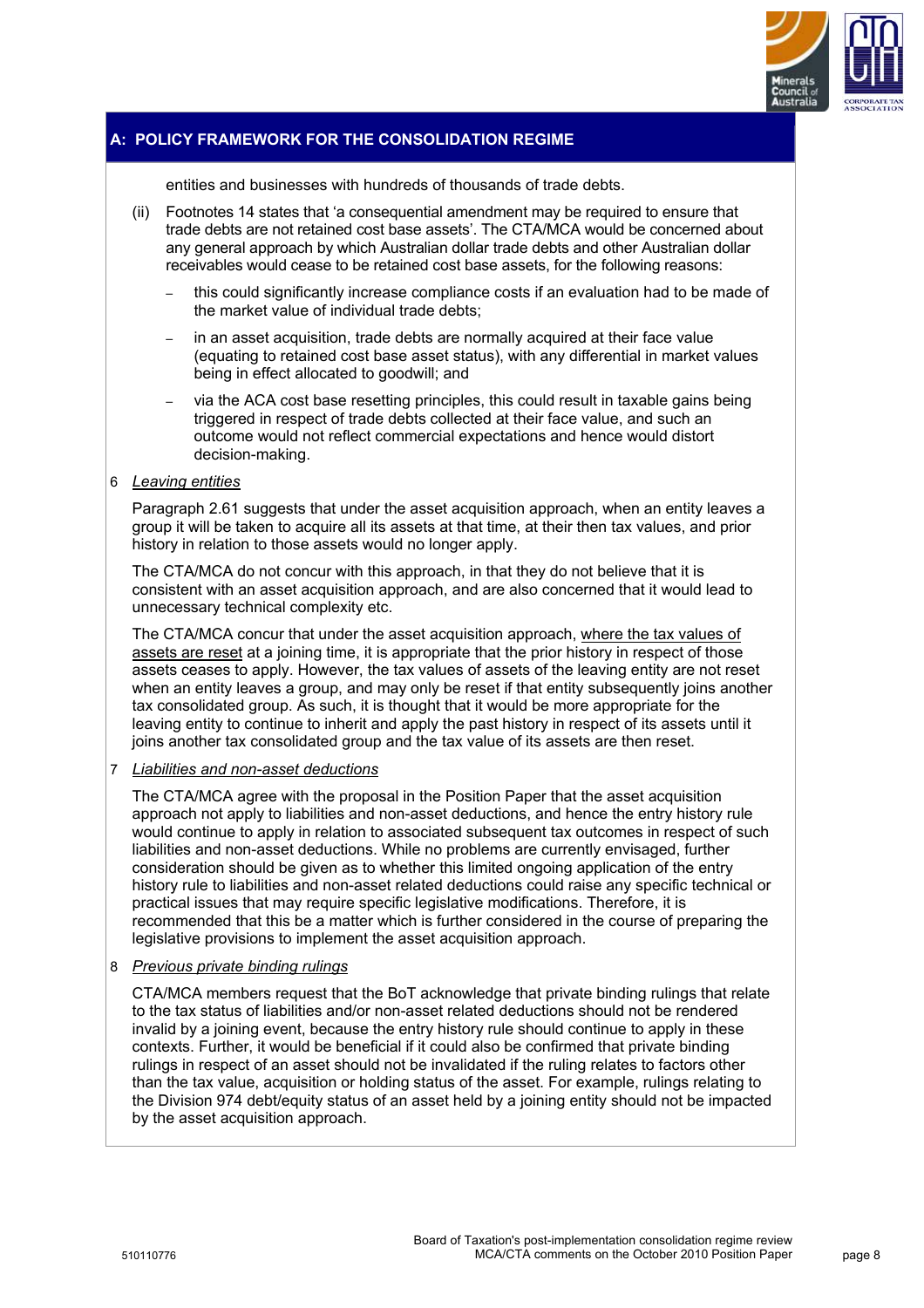## A: POLICY FRAMEWORK FOR THE CONSOLIDATION REGIME

entities and businesses with hundreds of thousands of trade debts.

(ii) Footnotes 14 states that 'a consequential amendment may be required to ensure that trade debts are not retained cost base assets'. The CTA/MCA would be concerned about any general approach by which Australian dollar trade debts and other Australian dollar receivables would cease to be retained cost base assets, for the following reasons:

- this could significantly increase compliance costs if an evaluation had to be made of the market value of individual trade debts;
- in an asset acquisition, trade debts are normally acquired at their face value (equating to retained cost base asset status), with any differential in market values being in effect allocated to goodwill; and
- via the ACA cost base resetting principles, this could result in taxable gains being triggered in respect of trade debts collected at their face value, and such an outcome would not reflect commercial expectations and hence would distort decision-making.

6 *Leaving entities*

Paragraph 2.61 suggests that under the asset acquisition approach, when an entity leaves a group it will be taken to acquire all its assets at that time, at their then tax values, and prior history in relation to those assets would no longer apply.

The CTA/MCA do not concur with this approach, in that they do not believe that it is consistent with an asset acquisition approach, and are also concerned that it would lead to unnecessary technical complexity etc.

The CTA/MCA concur that under the asset acquisition approach, where the tax values of assets are reset at a joining time, it is appropriate that the prior history in respect of those assets ceases to apply. However, the tax values of assets of the leaving entity are not reset when an entity leaves a group, and may only be reset if that entity subsequently joins another tax consolidated group. As such, it is thought that it would be more appropriate for the leaving entity to continue to inherit and apply the past history in respect of its assets until it joins another tax consolidated group and the tax value of its assets are then reset.

7 *Liabilities and non-asset deductions*

The CTA/MCA agree with the proposal in the Position Paper that the asset acquisition approach not apply to liabilities and non-asset deductions, and hence the entry history rule would continue to apply in relation to associated subsequent tax outcomes in respect of such liabilities and non-asset deductions. While no problems are currently envisaged, further consideration should be given as to whether this limited ongoing application of the entry history rule to liabilities and non-asset related deductions could raise any specific technical or practical issues that may require specific legislative modifications. Therefore, it is recommended that this be a matter which is further considered in the course of preparing the legislative provisions to implement the asset acquisition approach.

8 *Previous private binding rulings*

CTA/MCA members request that the BoT acknowledge that private binding rulings that relate to the tax status of liabilities and/or non-asset related deductions should not be rendered invalid by a joining event, because the entry history rule should continue to apply in these contexts. Further, it would be beneficial if it could also be confirmed that private binding rulings in respect of an asset should not be invalidated if the ruling relates to factors other than the tax value, acquisition or holding status of the asset. For example, rulings relating to the Division 974 debt/equity status of an asset held by a joining entity should not be impacted by the asset acquisition approach.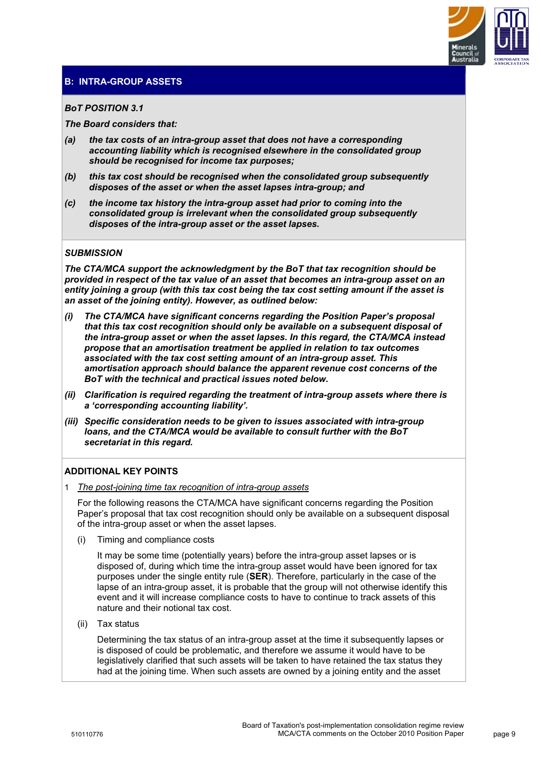## B: INTRA-GROUP ASSETS

***BoT POSITION 3.1***

***The Board considers that:***

***(a) the tax costs of an intra-group asset that does not have a corresponding accounting liability which is recognised elsewhere in the consolidated group should be recognised for income tax purposes;***

***(b) this tax cost should be recognised when the consolidated group subsequently disposes of the asset or when the asset lapses intra-group; and***

***(c) the income tax history the intra-group asset had prior to coming into the consolidated group is irrelevant when the consolidated group subsequently disposes of the intra-group asset or the asset lapses.***

***SUBMISSION***

***The CTA/MCA support the acknowledgment by the BoT that tax recognition should be provided in respect of the tax value of an asset that becomes an intra-group asset on an entity joining a group (with this tax cost being the tax cost setting amount if the asset is an asset of the joining entity). However, as outlined below:***

***(i) The CTA/MCA have significant concerns regarding the Position Paper's proposal that this tax cost recognition should only be available on a subsequent disposal of the intra-group asset or when the asset lapses. In this regard, the CTA/MCA instead propose that an amortisation treatment be applied in relation to tax outcomes associated with the tax cost setting amount of an intra-group asset. This amortisation approach should balance the apparent revenue cost concerns of the BoT with the technical and practical issues noted below.***

***(ii) Clarification is required regarding the treatment of intra-group assets where there is a 'corresponding accounting liability'.***

***(iii) Specific consideration needs to be given to issues associated with intra-group loans, and the CTA/MCA would be available to consult further with the BoT secretariat in this regard.***

**ADDITIONAL KEY POINTS**

1 <u>The post-joining time tax recognition of intra-group assets</u>

For the following reasons the CTA/MCA have significant concerns regarding the Position Paper's proposal that tax cost recognition should only be available on a subsequent disposal of the intra-group asset or when the asset lapses.

(i) Timing and compliance costs

It may be some time (potentially years) before the intra-group asset lapses or is disposed of, during which time the intra-group asset would have been ignored for tax purposes under the single entity rule (**SER**). Therefore, particularly in the case of the lapse of an intra-group asset, it is probable that the group will not otherwise identify this event and it will increase compliance costs to have to continue to track assets of this nature and their notional tax cost.

(ii) Tax status

Determining the tax status of an intra-group asset at the time it subsequently lapses or is disposed of could be problematic, and therefore we assume it would have to be legislatively clarified that such assets will be taken to have retained the tax status they had at the joining time. When such assets are owned by a joining entity and the asset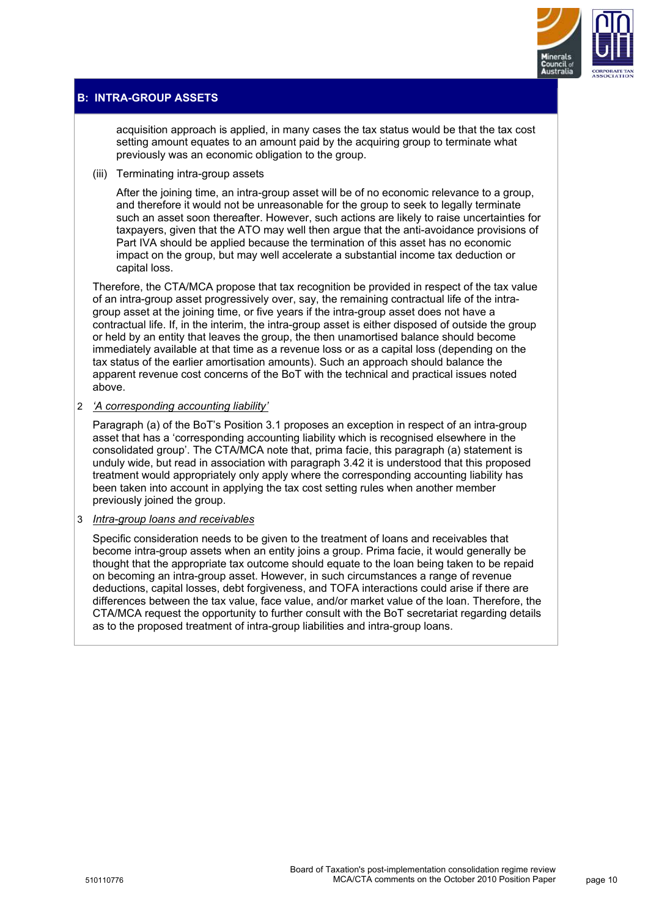## B: INTRA-GROUP ASSETS

acquisition approach is applied, in many cases the tax status would be that the tax cost setting amount equates to an amount paid by the acquiring group to terminate what previously was an economic obligation to the group.

(iii) Terminating intra-group assets

After the joining time, an intra-group asset will be of no economic relevance to a group, and therefore it would not be unreasonable for the group to seek to legally terminate such an asset soon thereafter. However, such actions are likely to raise uncertainties for taxpayers, given that the ATO may well then argue that the anti-avoidance provisions of Part IVA should be applied because the termination of this asset has no economic impact on the group, but may well accelerate a substantial income tax deduction or capital loss.

Therefore, the CTA/MCA propose that tax recognition be provided in respect of the tax value of an intra-group asset progressively over, say, the remaining contractual life of the intra-group asset at the joining time, or five years if the intra-group asset does not have a contractual life. If, in the interim, the intra-group asset is either disposed of outside the group or held by an entity that leaves the group, the then unamortised balance should become immediately available at that time as a revenue loss or as a capital loss (depending on the tax status of the earlier amortisation amounts). Such an approach should balance the apparent revenue cost concerns of the BoT with the technical and practical issues noted above.

2 *'A corresponding accounting liability'*

Paragraph (a) of the BoT's Position 3.1 proposes an exception in respect of an intra-group asset that has a 'corresponding accounting liability which is recognised elsewhere in the consolidated group'. The CTA/MCA note that, prima facie, this paragraph (a) statement is unduly wide, but read in association with paragraph 3.42 it is understood that this proposed treatment would appropriately only apply where the corresponding accounting liability has been taken into account in applying the tax cost setting rules when another member previously joined the group.

3 *Intra-group loans and receivables*

Specific consideration needs to be given to the treatment of loans and receivables that become intra-group assets when an entity joins a group. Prima facie, it would generally be thought that the appropriate tax outcome should equate to the loan being taken to be repaid on becoming an intra-group asset. However, in such circumstances a range of revenue deductions, capital losses, debt forgiveness, and TOFA interactions could arise if there are differences between the tax value, face value, and/or market value of the loan. Therefore, the CTA/MCA request the opportunity to further consult with the BoT secretariat regarding details as to the proposed treatment of intra-group liabilities and intra-group loans.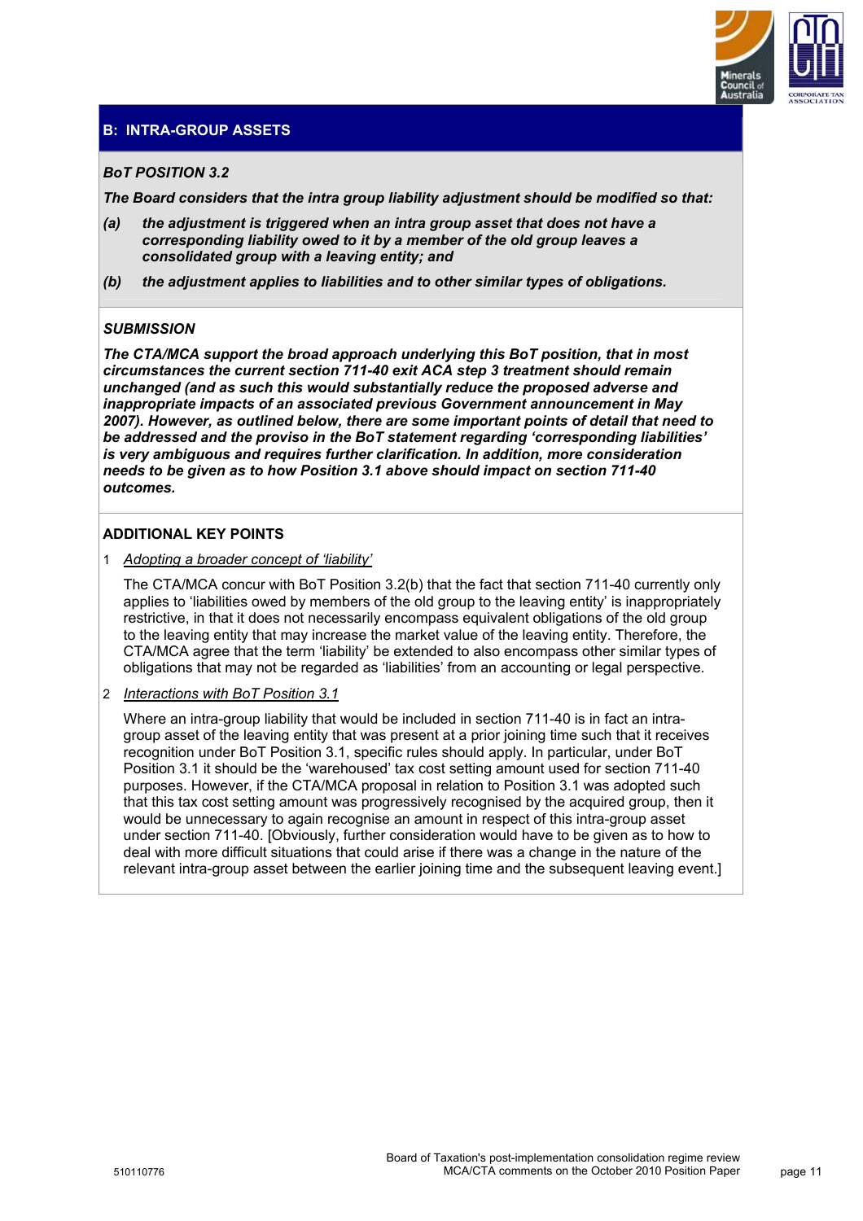## B: INTRA-GROUP ASSETS

***BoT POSITION 3.2***

***The Board considers that the intra group liability adjustment should be modified so that:***

***(a) the adjustment is triggered when an intra group asset that does not have a corresponding liability owed to it by a member of the old group leaves a consolidated group with a leaving entity; and***

***(b) the adjustment applies to liabilities and to other similar types of obligations.***

***SUBMISSION***

***The CTA/MCA support the broad approach underlying this BoT position, that in most circumstances the current section 711-40 exit ACA step 3 treatment should remain unchanged (and as such this would substantially reduce the proposed adverse and inappropriate impacts of an associated previous Government announcement in May 2007). However, as outlined below, there are some important points of detail that need to be addressed and the proviso in the BoT statement regarding 'corresponding liabilities' is very ambiguous and requires further clarification. In addition, more consideration needs to be given as to how Position 3.1 above should impact on section 711-40 outcomes.***

**ADDITIONAL KEY POINTS**

1 <u>Adopting a broader concept of 'liability'</u>

The CTA/MCA concur with BoT Position 3.2(b) that the fact that section 711-40 currently only applies to 'liabilities owed by members of the old group to the leaving entity' is inappropriately restrictive, in that it does not necessarily encompass equivalent obligations of the old group to the leaving entity that may increase the market value of the leaving entity. Therefore, the CTA/MCA agree that the term 'liability' be extended to also encompass other similar types of obligations that may not be regarded as 'liabilities' from an accounting or legal perspective.

2 <u>Interactions with BoT Position 3.1</u>

Where an intra-group liability that would be included in section 711-40 is in fact an intra-group asset of the leaving entity that was present at a prior joining time such that it receives recognition under BoT Position 3.1, specific rules should apply. In particular, under BoT Position 3.1 it should be the 'warehoused' tax cost setting amount used for section 711-40 purposes. However, if the CTA/MCA proposal in relation to Position 3.1 was adopted such that this tax cost setting amount was progressively recognised by the acquired group, then it would be unnecessary to again recognise an amount in respect of this intra-group asset under section 711-40. [Obviously, further consideration would have to be given as to how to deal with more difficult situations that could arise if there was a change in the nature of the relevant intra-group asset between the earlier joining time and the subsequent leaving event.]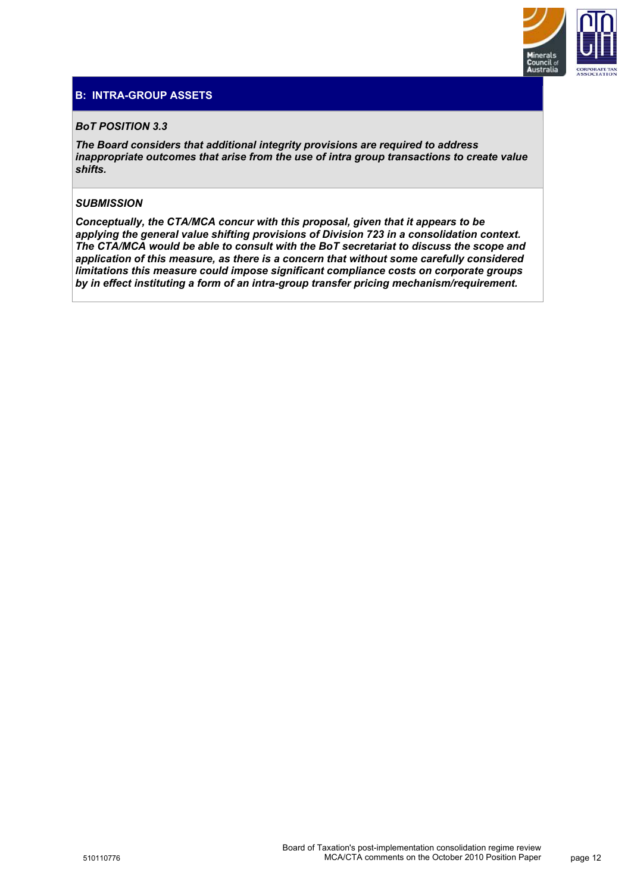## B: INTRA-GROUP ASSETS

***BoT POSITION 3.3***

***The Board considers that additional integrity provisions are required to address inappropriate outcomes that arise from the use of intra group transactions to create value shifts.***

***SUBMISSION***

***Conceptually, the CTA/MCA concur with this proposal, given that it appears to be applying the general value shifting provisions of Division 723 in a consolidation context. The CTA/MCA would be able to consult with the BoT secretariat to discuss the scope and application of this measure, as there is a concern that without some carefully considered limitations this measure could impose significant compliance costs on corporate groups by in effect instituting a form of an intra-group transfer pricing mechanism/requirement.***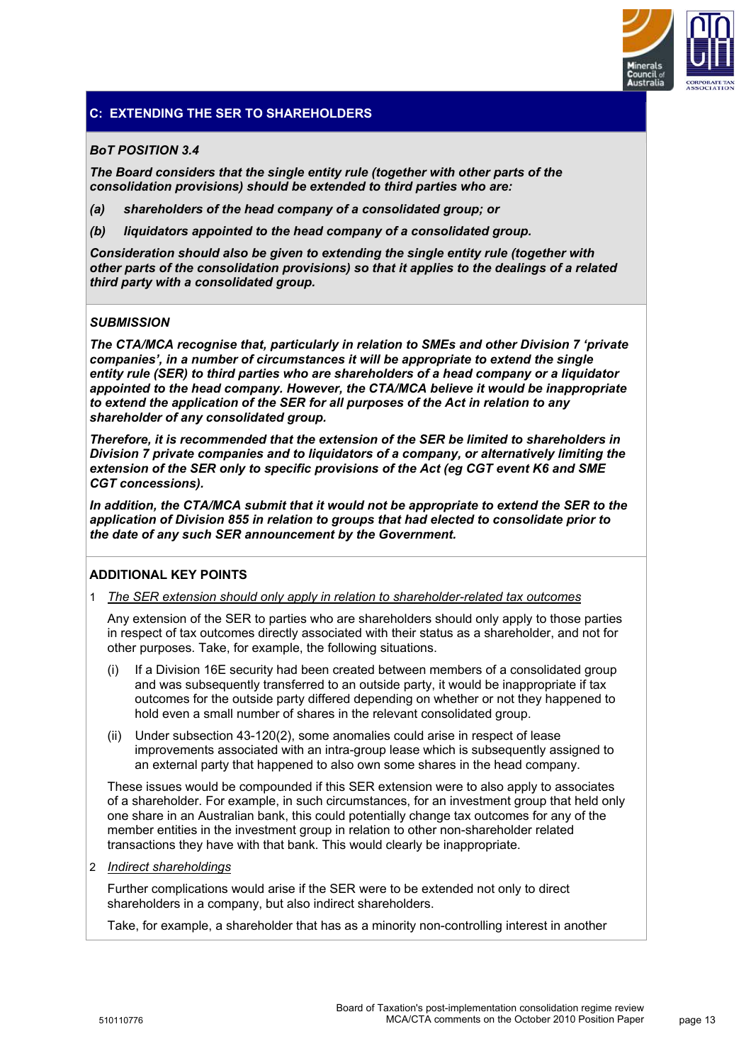## C: EXTENDING THE SER TO SHAREHOLDERS

***BoT POSITION 3.4***

***The Board considers that the single entity rule (together with other parts of the consolidation provisions) should be extended to third parties who are:***

***(a) shareholders of the head company of a consolidated group; or***

***(b) liquidators appointed to the head company of a consolidated group.***

***Consideration should also be given to extending the single entity rule (together with other parts of the consolidation provisions) so that it applies to the dealings of a related third party with a consolidated group.***

***SUBMISSION***

***The CTA/MCA recognise that, particularly in relation to SMEs and other Division 7 'private companies', in a number of circumstances it will be appropriate to extend the single entity rule (SER) to third parties who are shareholders of a head company or a liquidator appointed to the head company. However, the CTA/MCA believe it would be inappropriate to extend the application of the SER for all purposes of the Act in relation to any shareholder of any consolidated group.***

***Therefore, it is recommended that the extension of the SER be limited to shareholders in Division 7 private companies and to liquidators of a company, or alternatively limiting the extension of the SER only to specific provisions of the Act (eg CGT event K6 and SME CGT concessions).***

***In addition, the CTA/MCA submit that it would not be appropriate to extend the SER to the application of Division 855 in relation to groups that had elected to consolidate prior to the date of any such SER announcement by the Government.***

**ADDITIONAL KEY POINTS**

1 The SER extension should only apply in relation to shareholder-related tax outcomes

Any extension of the SER to parties who are shareholders should only apply to those parties in respect of tax outcomes directly associated with their status as a shareholder, and not for other purposes. Take, for example, the following situations.

(i) If a Division 16E security had been created between members of a consolidated group and was subsequently transferred to an outside party, it would be inappropriate if tax outcomes for the outside party differed depending on whether or not they happened to hold even a small number of shares in the relevant consolidated group.

(ii) Under subsection 43-120(2), some anomalies could arise in respect of lease improvements associated with an intra-group lease which is subsequently assigned to an external party that happened to also own some shares in the head company.

These issues would be compounded if this SER extension were to also apply to associates of a shareholder. For example, in such circumstances, for an investment group that held only one share in an Australian bank, this could potentially change tax outcomes for any of the member entities in the investment group in relation to other non-shareholder related transactions they have with that bank. This would clearly be inappropriate.

2 Indirect shareholdings

Further complications would arise if the SER were to be extended not only to direct shareholders in a company, but also indirect shareholders.

Take, for example, a shareholder that has as a minority non-controlling interest in another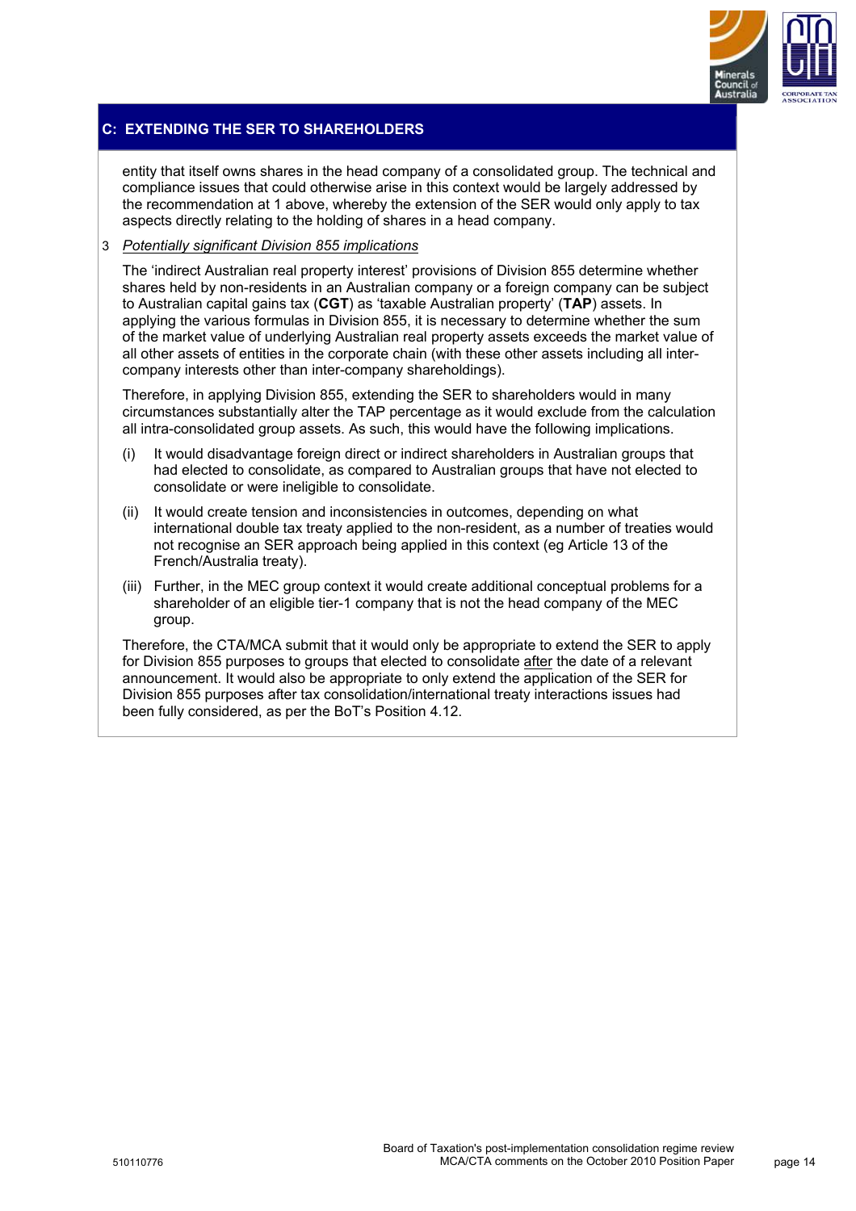## C: EXTENDING THE SER TO SHAREHOLDERS

entity that itself owns shares in the head company of a consolidated group. The technical and compliance issues that could otherwise arise in this context would be largely addressed by the recommendation at 1 above, whereby the extension of the SER would only apply to tax aspects directly relating to the holding of shares in a head company.

3 *Potentially significant Division 855 implications*

The 'indirect Australian real property interest' provisions of Division 855 determine whether shares held by non-residents in an Australian company or a foreign company can be subject to Australian capital gains tax (**CGT**) as 'taxable Australian property' (**TAP**) assets. In applying the various formulas in Division 855, it is necessary to determine whether the sum of the market value of underlying Australian real property assets exceeds the market value of all other assets of entities in the corporate chain (with these other assets including all inter-company interests other than inter-company shareholdings).

Therefore, in applying Division 855, extending the SER to shareholders would in many circumstances substantially alter the TAP percentage as it would exclude from the calculation all intra-consolidated group assets. As such, this would have the following implications.

(i) It would disadvantage foreign direct or indirect shareholders in Australian groups that had elected to consolidate, as compared to Australian groups that have not elected to consolidate or were ineligible to consolidate.

(ii) It would create tension and inconsistencies in outcomes, depending on what international double tax treaty applied to the non-resident, as a number of treaties would not recognise an SER approach being applied in this context (eg Article 13 of the French/Australia treaty).

(iii) Further, in the MEC group context it would create additional conceptual problems for a shareholder of an eligible tier-1 company that is not the head company of the MEC group.

Therefore, the CTA/MCA submit that it would only be appropriate to extend the SER to apply for Division 855 purposes to groups that elected to consolidate after the date of a relevant announcement. It would also be appropriate to only extend the application of the SER for Division 855 purposes after tax consolidation/international treaty interactions issues had been fully considered, as per the BoT's Position 4.12.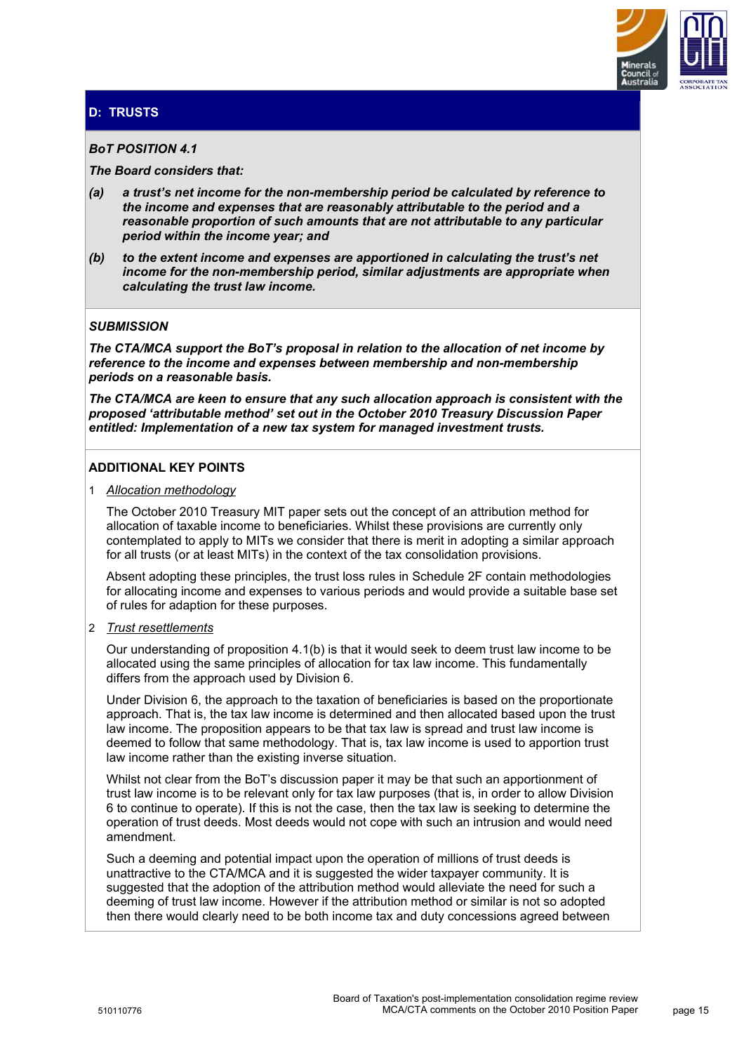## D: TRUSTS

***BoT POSITION 4.1***

***The Board considers that:***

***(a)*** ***a trust's net income for the non-membership period be calculated by reference to the income and expenses that are reasonably attributable to the period and a reasonable proportion of such amounts that are not attributable to any particular period within the income year; and***

***(b)*** ***to the extent income and expenses are apportioned in calculating the trust's net income for the non-membership period, similar adjustments are appropriate when calculating the trust law income.***

***SUBMISSION***

***The CTA/MCA support the BoT's proposal in relation to the allocation of net income by reference to the income and expenses between membership and non-membership periods on a reasonable basis.***

***The CTA/MCA are keen to ensure that any such allocation approach is consistent with the proposed 'attributable method' set out in the October 2010 Treasury Discussion Paper entitled: Implementation of a new tax system for managed investment trusts.***

**ADDITIONAL KEY POINTS**

1 Allocation methodology

The October 2010 Treasury MIT paper sets out the concept of an attribution method for allocation of taxable income to beneficiaries. Whilst these provisions are currently only contemplated to apply to MITs we consider that there is merit in adopting a similar approach for all trusts (or at least MITs) in the context of the tax consolidation provisions.

Absent adopting these principles, the trust loss rules in Schedule 2F contain methodologies for allocating income and expenses to various periods and would provide a suitable base set of rules for adaption for these purposes.

2 Trust resettlements

Our understanding of proposition 4.1(b) is that it would seek to deem trust law income to be allocated using the same principles of allocation for tax law income. This fundamentally differs from the approach used by Division 6.

Under Division 6, the approach to the taxation of beneficiaries is based on the proportionate approach. That is, the tax law income is determined and then allocated based upon the trust law income. The proposition appears to be that tax law is spread and trust law income is deemed to follow that same methodology. That is, tax law income is used to apportion trust law income rather than the existing inverse situation.

Whilst not clear from the BoT's discussion paper it may be that such an apportionment of trust law income is to be relevant only for tax law purposes (that is, in order to allow Division 6 to continue to operate). If this is not the case, then the tax law is seeking to determine the operation of trust deeds. Most deeds would not cope with such an intrusion and would need amendment.

Such a deeming and potential impact upon the operation of millions of trust deeds is unattractive to the CTA/MCA and it is suggested the wider taxpayer community. It is suggested that the adoption of the attribution method would alleviate the need for such a deeming of trust law income. However if the attribution method or similar is not so adopted then there would clearly need to be both income tax and duty concessions agreed between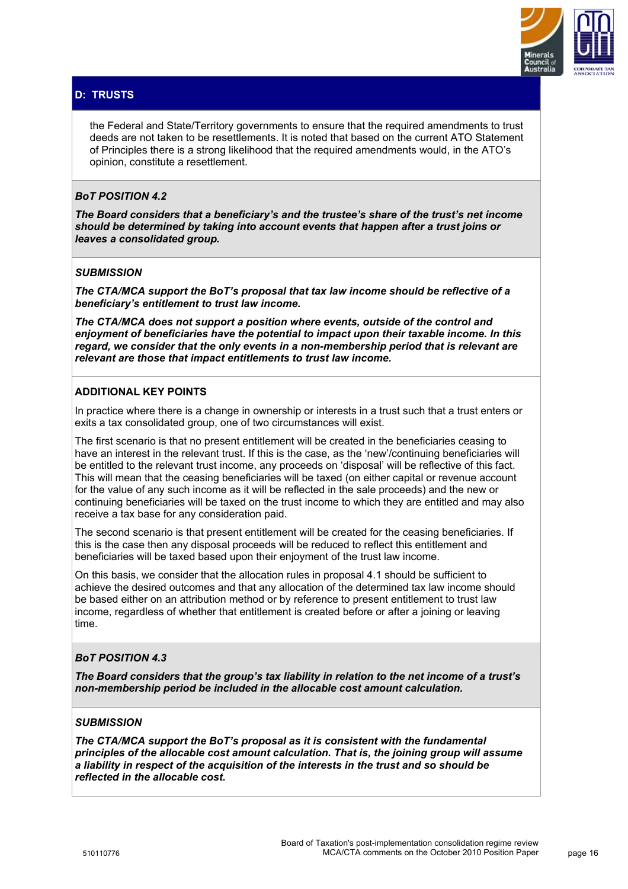## D: TRUSTS

the Federal and State/Territory governments to ensure that the required amendments to trust deeds are not taken to be resettlements. It is noted that based on the current ATO Statement of Principles there is a strong likelihood that the required amendments would, in the ATO's opinion, constitute a resettlement.

### *BoT POSITION 4.2*

***The Board considers that a beneficiary's and the trustee's share of the trust's net income should be determined by taking into account events that happen after a trust joins or leaves a consolidated group.***

### *SUBMISSION*

***The CTA/MCA support the BoT's proposal that tax law income should be reflective of a beneficiary's entitlement to trust law income.***

***The CTA/MCA does not support a position where events, outside of the control and enjoyment of beneficiaries have the potential to impact upon their taxable income. In this regard, we consider that the only events in a non-membership period that is relevant are relevant are those that impact entitlements to trust law income.***

### ADDITIONAL KEY POINTS

In practice where there is a change in ownership or interests in a trust such that a trust enters or exits a tax consolidated group, one of two circumstances will exist.

The first scenario is that no present entitlement will be created in the beneficiaries ceasing to have an interest in the relevant trust. If this is the case, as the 'new'/continuing beneficiaries will be entitled to the relevant trust income, any proceeds on 'disposal' will be reflective of this fact. This will mean that the ceasing beneficiaries will be taxed (on either capital or revenue account for the value of any such income as it will be reflected in the sale proceeds) and the new or continuing beneficiaries will be taxed on the trust income to which they are entitled and may also receive a tax base for any consideration paid.

The second scenario is that present entitlement will be created for the ceasing beneficiaries. If this is the case then any disposal proceeds will be reduced to reflect this entitlement and beneficiaries will be taxed based upon their enjoyment of the trust law income.

On this basis, we consider that the allocation rules in proposal 4.1 should be sufficient to achieve the desired outcomes and that any allocation of the determined tax law income should be based either on an attribution method or by reference to present entitlement to trust law income, regardless of whether that entitlement is created before or after a joining or leaving time.

### *BoT POSITION 4.3*

***The Board considers that the group's tax liability in relation to the net income of a trust's non-membership period be included in the allocable cost amount calculation.***

### *SUBMISSION*

***The CTA/MCA support the BoT's proposal as it is consistent with the fundamental principles of the allocable cost amount calculation. That is, the joining group will assume a liability in respect of the acquisition of the interests in the trust and so should be reflected in the allocable cost.***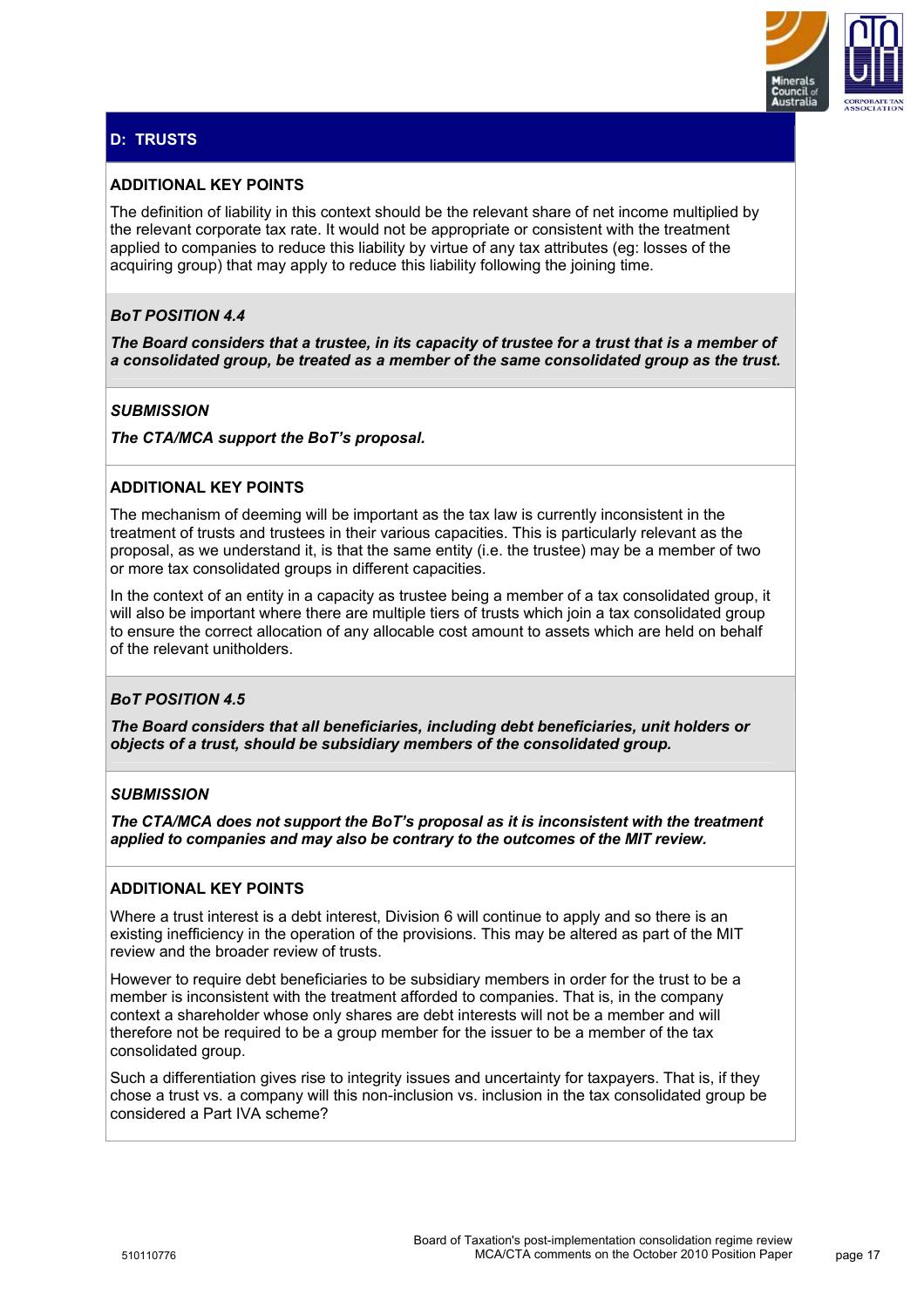## D: TRUSTS

### ADDITIONAL KEY POINTS

The definition of liability in this context should be the relevant share of net income multiplied by the relevant corporate tax rate. It would not be appropriate or consistent with the treatment applied to companies to reduce this liability by virtue of any tax attributes (eg: losses of the acquiring group) that may apply to reduce this liability following the joining time.

### *BoT POSITION 4.4*

***The Board considers that a trustee, in its capacity of trustee for a trust that is a member of a consolidated group, be treated as a member of the same consolidated group as the trust.***

### *SUBMISSION*

***The CTA/MCA support the BoT's proposal.***

### ADDITIONAL KEY POINTS

The mechanism of deeming will be important as the tax law is currently inconsistent in the treatment of trusts and trustees in their various capacities. This is particularly relevant as the proposal, as we understand it, is that the same entity (i.e. the trustee) may be a member of two or more tax consolidated groups in different capacities.

In the context of an entity in a capacity as trustee being a member of a tax consolidated group, it will also be important where there are multiple tiers of trusts which join a tax consolidated group to ensure the correct allocation of any allocable cost amount to assets which are held on behalf of the relevant unitholders.

### *BoT POSITION 4.5*

***The Board considers that all beneficiaries, including debt beneficiaries, unit holders or objects of a trust, should be subsidiary members of the consolidated group.***

### *SUBMISSION*

***The CTA/MCA does not support the BoT's proposal as it is inconsistent with the treatment applied to companies and may also be contrary to the outcomes of the MIT review.***

### ADDITIONAL KEY POINTS

Where a trust interest is a debt interest, Division 6 will continue to apply and so there is an existing inefficiency in the operation of the provisions. This may be altered as part of the MIT review and the broader review of trusts.

However to require debt beneficiaries to be subsidiary members in order for the trust to be a member is inconsistent with the treatment afforded to companies. That is, in the company context a shareholder whose only shares are debt interests will not be a member and will therefore not be required to be a group member for the issuer to be a member of the tax consolidated group.

Such a differentiation gives rise to integrity issues and uncertainty for taxpayers. That is, if they chose a trust vs. a company will this non-inclusion vs. inclusion in the tax consolidated group be considered a Part IVA scheme?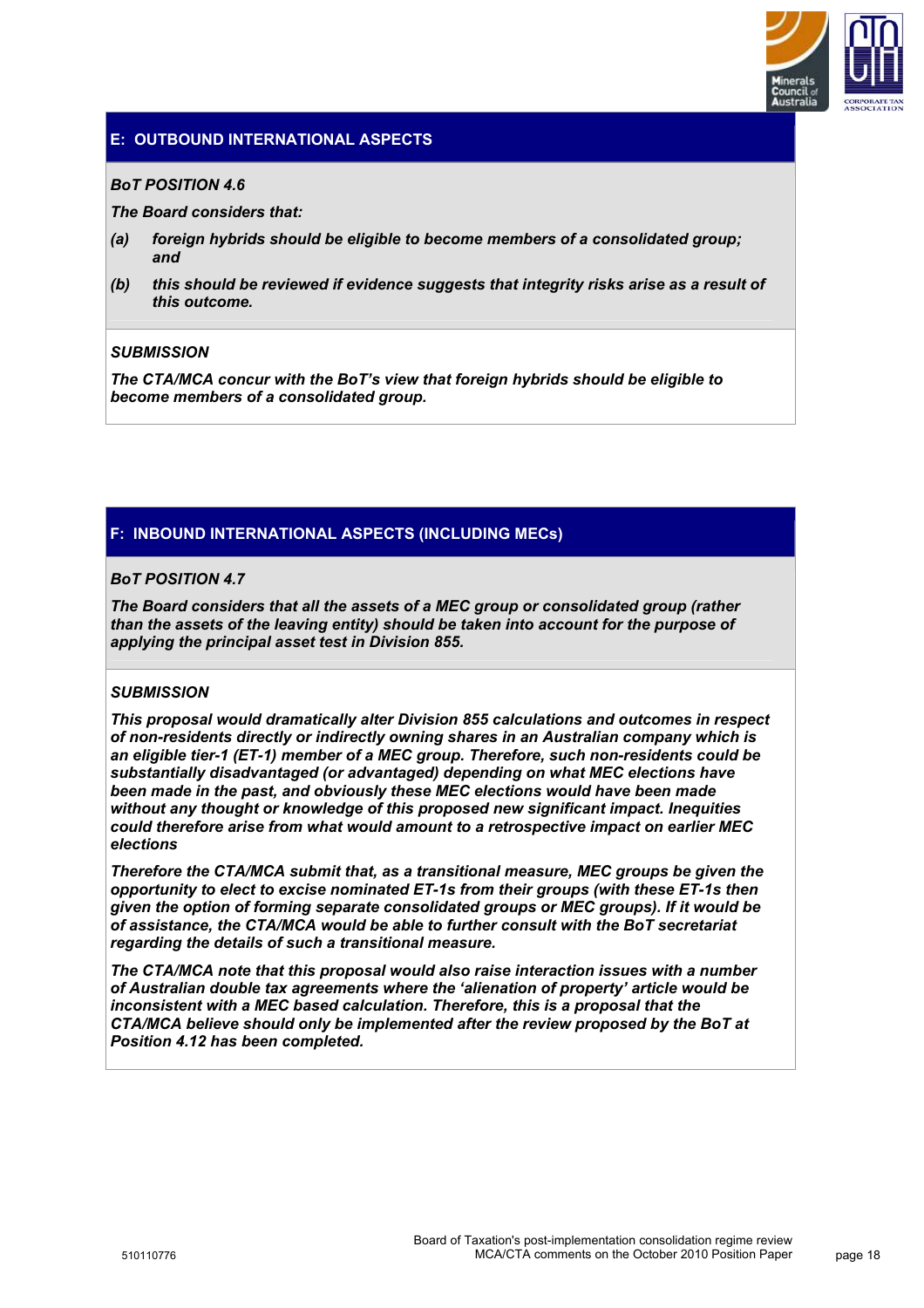## E: OUTBOUND INTERNATIONAL ASPECTS

***BoT POSITION 4.6***

***The Board considers that:***

***(a)*** ***foreign hybrids should be eligible to become members of a consolidated group; and***

***(b)*** ***this should be reviewed if evidence suggests that integrity risks arise as a result of this outcome.***

***SUBMISSION***

***The CTA/MCA concur with the BoT's view that foreign hybrids should be eligible to become members of a consolidated group.***

## F: INBOUND INTERNATIONAL ASPECTS (INCLUDING MECs)

***BoT POSITION 4.7***

***The Board considers that all the assets of a MEC group or consolidated group (rather than the assets of the leaving entity) should be taken into account for the purpose of applying the principal asset test in Division 855.***

***SUBMISSION***

***This proposal would dramatically alter Division 855 calculations and outcomes in respect of non-residents directly or indirectly owning shares in an Australian company which is an eligible tier-1 (ET-1) member of a MEC group. Therefore, such non-residents could be substantially disadvantaged (or advantaged) depending on what MEC elections have been made in the past, and obviously these MEC elections would have been made without any thought or knowledge of this proposed new significant impact. Inequities could therefore arise from what would amount to a retrospective impact on earlier MEC elections***

***Therefore the CTA/MCA submit that, as a transitional measure, MEC groups be given the opportunity to elect to excise nominated ET-1s from their groups (with these ET-1s then given the option of forming separate consolidated groups or MEC groups). If it would be of assistance, the CTA/MCA would be able to further consult with the BoT secretariat regarding the details of such a transitional measure.***

***The CTA/MCA note that this proposal would also raise interaction issues with a number of Australian double tax agreements where the 'alienation of property' article would be inconsistent with a MEC based calculation. Therefore, this is a proposal that the CTA/MCA believe should only be implemented after the review proposed by the BoT at Position 4.12 has been completed.***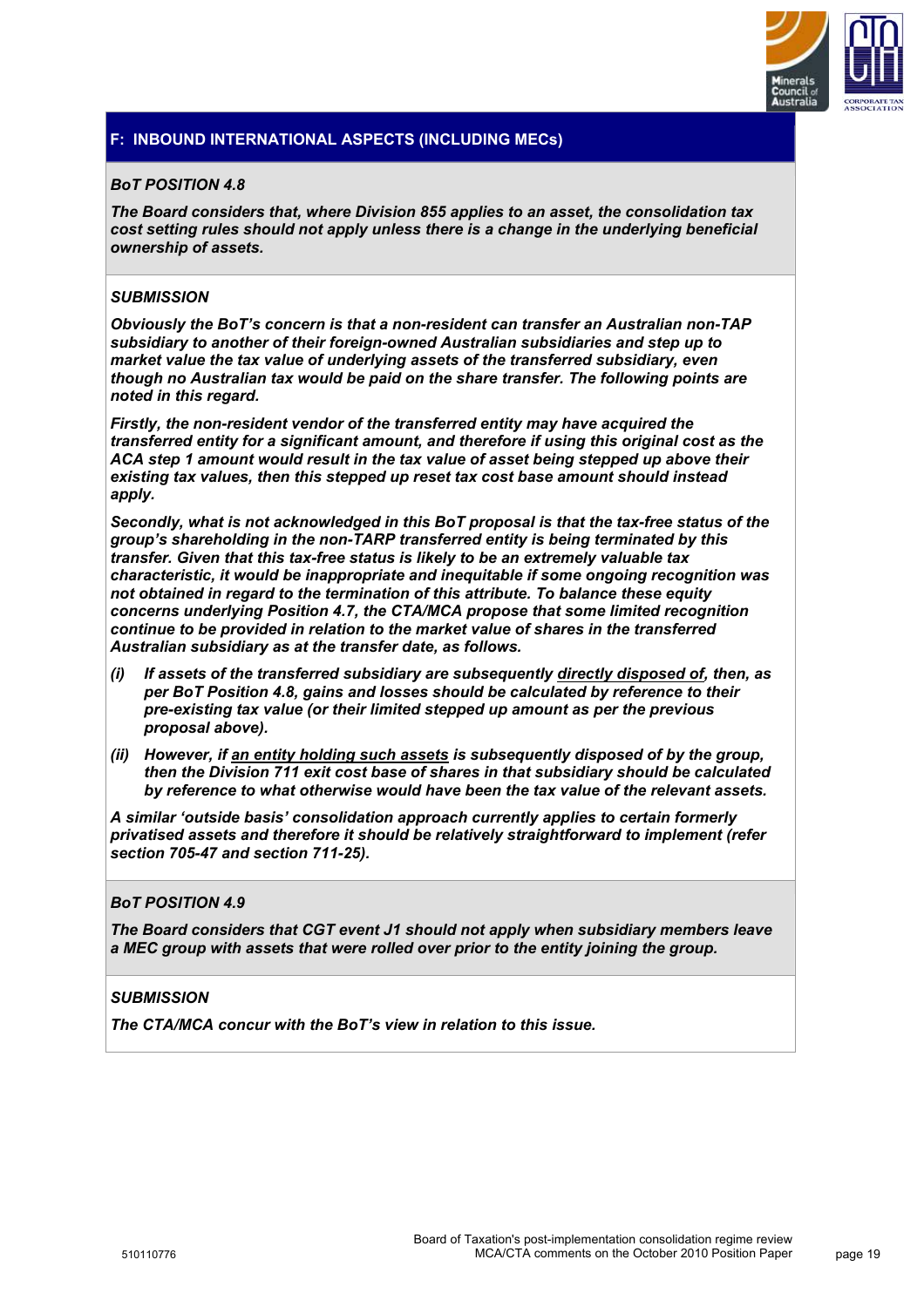## F: INBOUND INTERNATIONAL ASPECTS (INCLUDING MECs)

***BoT POSITION 4.8***

***The Board considers that, where Division 855 applies to an asset, the consolidation tax cost setting rules should not apply unless there is a change in the underlying beneficial ownership of assets.***

***SUBMISSION***

***Obviously the BoT's concern is that a non-resident can transfer an Australian non-TAP subsidiary to another of their foreign-owned Australian subsidiaries and step up to market value the tax value of underlying assets of the transferred subsidiary, even though no Australian tax would be paid on the share transfer. The following points are noted in this regard.***

***Firstly, the non-resident vendor of the transferred entity may have acquired the transferred entity for a significant amount, and therefore if using this original cost as the ACA step 1 amount would result in the tax value of asset being stepped up above their existing tax values, then this stepped up reset tax cost base amount should instead apply.***

***Secondly, what is not acknowledged in this BoT proposal is that the tax-free status of the group's shareholding in the non-TARP transferred entity is being terminated by this transfer. Given that this tax-free status is likely to be an extremely valuable tax characteristic, it would be inappropriate and inequitable if some ongoing recognition was not obtained in regard to the termination of this attribute. To balance these equity concerns underlying Position 4.7, the CTA/MCA propose that some limited recognition continue to be provided in relation to the market value of shares in the transferred Australian subsidiary as at the transfer date, as follows.***

- ***(i) If assets of the transferred subsidiary are subsequently <u>directly disposed of</u>, then, as per BoT Position 4.8, gains and losses should be calculated by reference to their pre-existing tax value (or their limited stepped up amount as per the previous proposal above).***
- ***(ii) However, if <u>an entity holding such assets</u> is subsequently disposed of by the group, then the Division 711 exit cost base of shares in that subsidiary should be calculated by reference to what otherwise would have been the tax value of the relevant assets.***

***A similar 'outside basis' consolidation approach currently applies to certain formerly privatised assets and therefore it should be relatively straightforward to implement (refer section 705-47 and section 711-25).***

***BoT POSITION 4.9***

***The Board considers that CGT event J1 should not apply when subsidiary members leave a MEC group with assets that were rolled over prior to the entity joining the group.***

***SUBMISSION***

***The CTA/MCA concur with the BoT's view in relation to this issue.***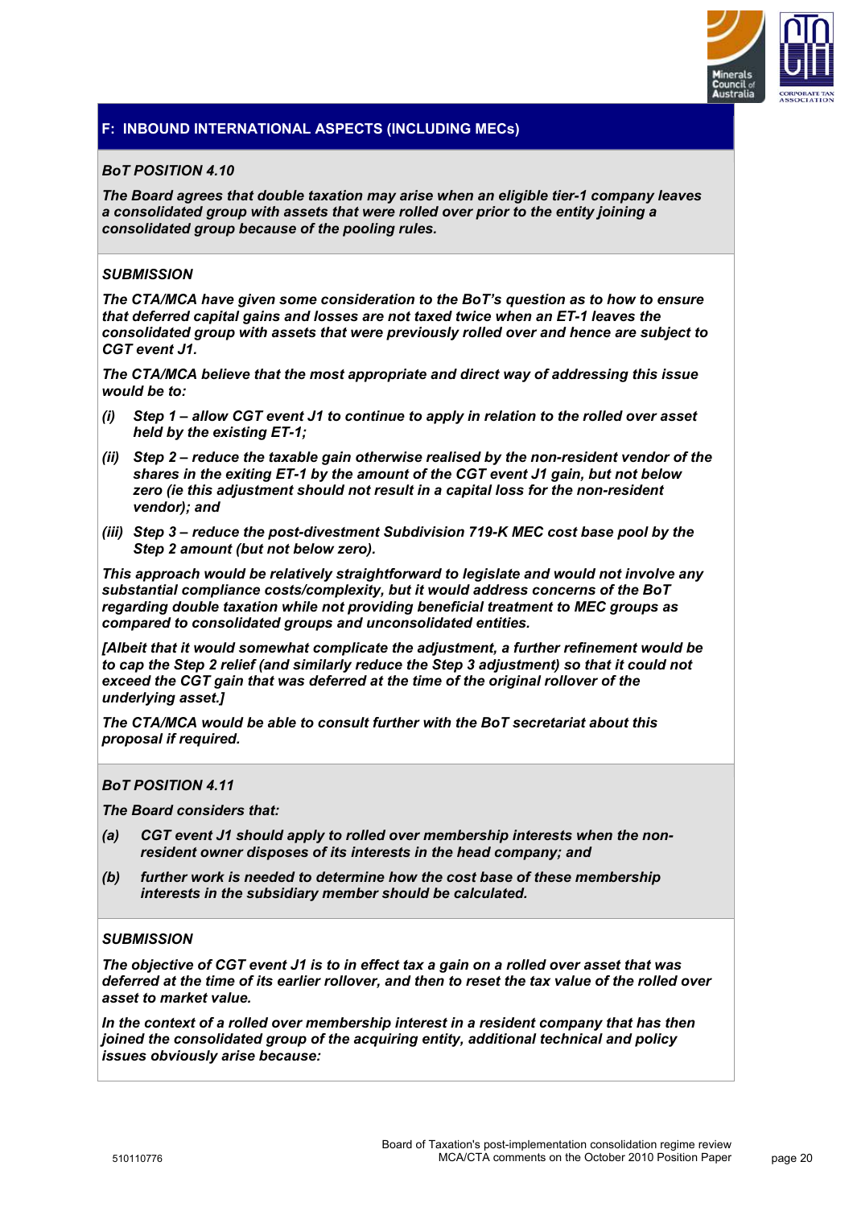## F: INBOUND INTERNATIONAL ASPECTS (INCLUDING MECs)

***BoT POSITION 4.10***

***The Board agrees that double taxation may arise when an eligible tier-1 company leaves a consolidated group with assets that were rolled over prior to the entity joining a consolidated group because of the pooling rules.***

***SUBMISSION***

***The CTA/MCA have given some consideration to the BoT's question as to how to ensure that deferred capital gains and losses are not taxed twice when an ET-1 leaves the consolidated group with assets that were previously rolled over and hence are subject to CGT event J1.***

***The CTA/MCA believe that the most appropriate and direct way of addressing this issue would be to:***

***(i) Step 1 – allow CGT event J1 to continue to apply in relation to the rolled over asset held by the existing ET-1;***

***(ii) Step 2 – reduce the taxable gain otherwise realised by the non-resident vendor of the shares in the exiting ET-1 by the amount of the CGT event J1 gain, but not below zero (ie this adjustment should not result in a capital loss for the non-resident vendor); and***

***(iii) Step 3 – reduce the post-divestment Subdivision 719-K MEC cost base pool by the Step 2 amount (but not below zero).***

***This approach would be relatively straightforward to legislate and would not involve any substantial compliance costs/complexity, but it would address concerns of the BoT regarding double taxation while not providing beneficial treatment to MEC groups as compared to consolidated groups and unconsolidated entities.***

***[Albeit that it would somewhat complicate the adjustment, a further refinement would be to cap the Step 2 relief (and similarly reduce the Step 3 adjustment) so that it could not exceed the CGT gain that was deferred at the time of the original rollover of the underlying asset.]***

***The CTA/MCA would be able to consult further with the BoT secretariat about this proposal if required.***

***BoT POSITION 4.11***

***The Board considers that:***

***(a) CGT event J1 should apply to rolled over membership interests when the non-resident owner disposes of its interests in the head company; and***

***(b) further work is needed to determine how the cost base of these membership interests in the subsidiary member should be calculated.***

***SUBMISSION***

***The objective of CGT event J1 is to in effect tax a gain on a rolled over asset that was deferred at the time of its earlier rollover, and then to reset the tax value of the rolled over asset to market value.***

***In the context of a rolled over membership interest in a resident company that has then joined the consolidated group of the acquiring entity, additional technical and policy issues obviously arise because:***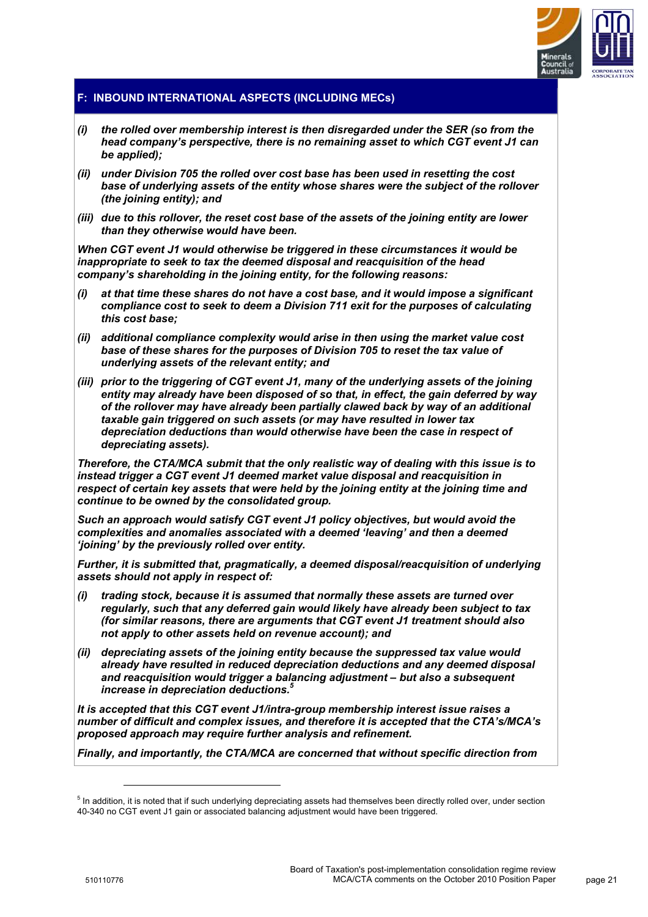## F: INBOUND INTERNATIONAL ASPECTS (INCLUDING MECs)

***(i)*** ***the rolled over membership interest is then disregarded under the SER (so from the head company's perspective, there is no remaining asset to which CGT event J1 can be applied);***

***(ii)*** ***under Division 705 the rolled over cost base has been used in resetting the cost base of underlying assets of the entity whose shares were the subject of the rollover (the joining entity); and***

***(iii)*** ***due to this rollover, the reset cost base of the assets of the joining entity are lower than they otherwise would have been.***

***When CGT event J1 would otherwise be triggered in these circumstances it would be inappropriate to seek to tax the deemed disposal and reacquisition of the head company's shareholding in the joining entity, for the following reasons:***

***(i)*** ***at that time these shares do not have a cost base, and it would impose a significant compliance cost to seek to deem a Division 711 exit for the purposes of calculating this cost base;***

***(ii)*** ***additional compliance complexity would arise in then using the market value cost base of these shares for the purposes of Division 705 to reset the tax value of underlying assets of the relevant entity; and***

***(iii)*** ***prior to the triggering of CGT event J1, many of the underlying assets of the joining entity may already have been disposed of so that, in effect, the gain deferred by way of the rollover may have already been partially clawed back by way of an additional taxable gain triggered on such assets (or may have resulted in lower tax depreciation deductions than would otherwise have been the case in respect of depreciating assets).***

***Therefore, the CTA/MCA submit that the only realistic way of dealing with this issue is to instead trigger a CGT event J1 deemed market value disposal and reacquisition in respect of certain key assets that were held by the joining entity at the joining time and continue to be owned by the consolidated group.***

***Such an approach would satisfy CGT event J1 policy objectives, but would avoid the complexities and anomalies associated with a deemed 'leaving' and then a deemed 'joining' by the previously rolled over entity.***

***Further, it is submitted that, pragmatically, a deemed disposal/reacquisition of underlying assets should not apply in respect of:***

***(i)*** ***trading stock, because it is assumed that normally these assets are turned over regularly, such that any deferred gain would likely have already been subject to tax (for similar reasons, there are arguments that CGT event J1 treatment should also not apply to other assets held on revenue account); and***

***(ii)*** ***depreciating assets of the joining entity because the suppressed tax value would already have resulted in reduced depreciation deductions and any deemed disposal and reacquisition would trigger a balancing adjustment – but also a subsequent increase in depreciation deductions.***[5]

***It is accepted that this CGT event J1/intra-group membership interest issue raises a number of difficult and complex issues, and therefore it is accepted that the CTA's/MCA's proposed approach may require further analysis and refinement.***

***Finally, and importantly, the CTA/MCA are concerned that without specific direction from***

---

[5] In addition, it is noted that if such underlying depreciating assets had themselves been directly rolled over, under section 40-340 no CGT event J1 gain or associated balancing adjustment would have been triggered.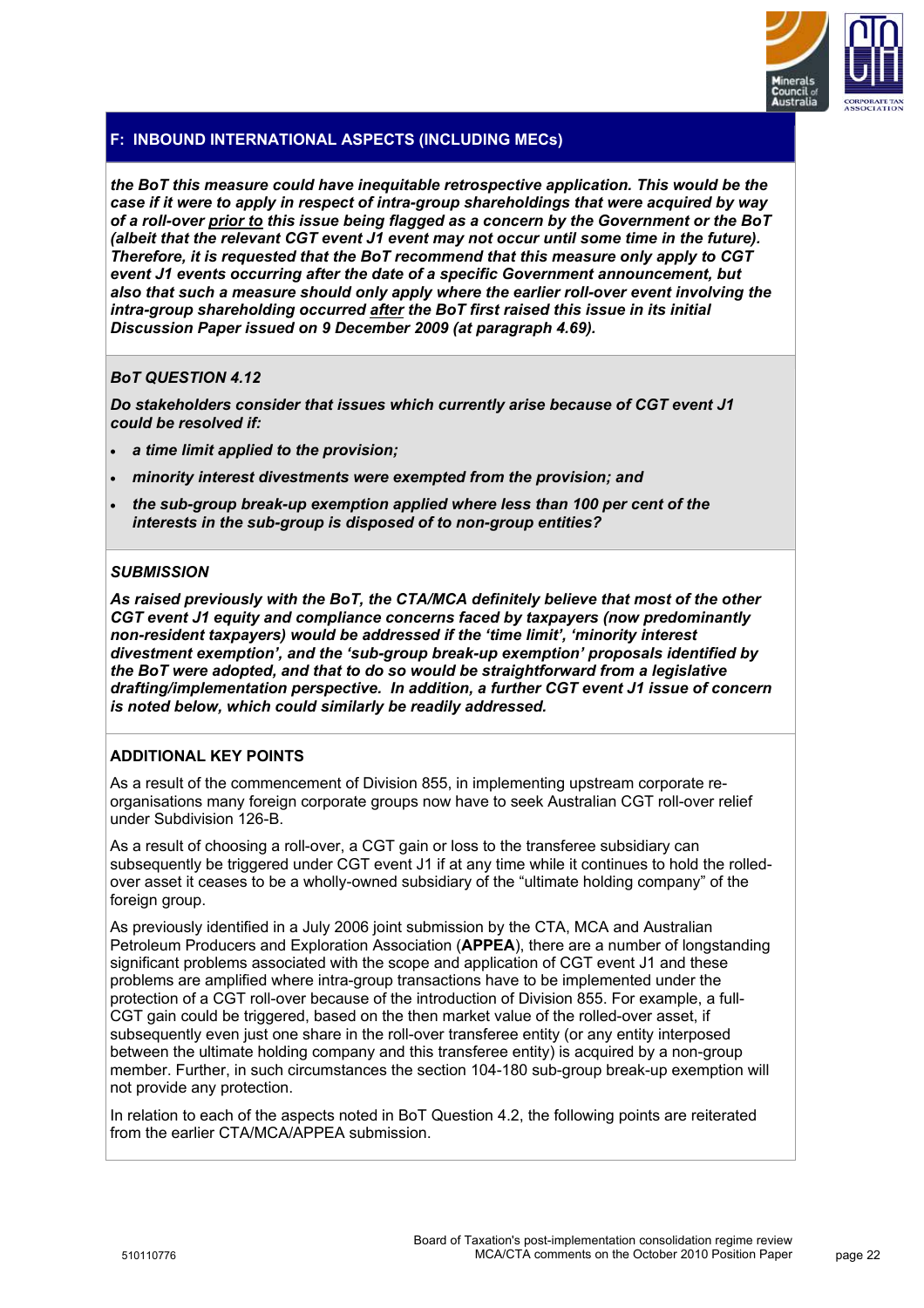## F: INBOUND INTERNATIONAL ASPECTS (INCLUDING MECs)

***the BoT this measure could have inequitable retrospective application. This would be the case if it were to apply in respect of intra-group shareholdings that were acquired by way of a roll-over prior to this issue being flagged as a concern by the Government or the BoT (albeit that the relevant CGT event J1 event may not occur until some time in the future). Therefore, it is requested that the BoT recommend that this measure only apply to CGT event J1 events occurring after the date of a specific Government announcement, but also that such a measure should only apply where the earlier roll-over event involving the intra-group shareholding occurred after the BoT first raised this issue in its initial Discussion Paper issued on 9 December 2009 (at paragraph 4.69).***

***BoT QUESTION 4.12***

***Do stakeholders consider that issues which currently arise because of CGT event J1 could be resolved if:***

- ***a time limit applied to the provision;***
- ***minority interest divestments were exempted from the provision; and***
- ***the sub-group break-up exemption applied where less than 100 per cent of the interests in the sub-group is disposed of to non-group entities?***

***SUBMISSION***

***As raised previously with the BoT, the CTA/MCA definitely believe that most of the other CGT event J1 equity and compliance concerns faced by taxpayers (now predominantly non-resident taxpayers) would be addressed if the 'time limit', 'minority interest divestment exemption', and the 'sub-group break-up exemption' proposals identified by the BoT were adopted, and that to do so would be straightforward from a legislative drafting/implementation perspective. In addition, a further CGT event J1 issue of concern is noted below, which could similarly be readily addressed.***

**ADDITIONAL KEY POINTS**

As a result of the commencement of Division 855, in implementing upstream corporate re-organisations many foreign corporate groups now have to seek Australian CGT roll-over relief under Subdivision 126-B.

As a result of choosing a roll-over, a CGT gain or loss to the transferee subsidiary can subsequently be triggered under CGT event J1 if at any time while it continues to hold the rolled-over asset it ceases to be a wholly-owned subsidiary of the "ultimate holding company" of the foreign group.

As previously identified in a July 2006 joint submission by the CTA, MCA and Australian Petroleum Producers and Exploration Association (**APPEA**), there are a number of longstanding significant problems associated with the scope and application of CGT event J1 and these problems are amplified where intra-group transactions have to be implemented under the protection of a CGT roll-over because of the introduction of Division 855. For example, a full-CGT gain could be triggered, based on the then market value of the rolled-over asset, if subsequently even just one share in the roll-over transferee entity (or any entity interposed between the ultimate holding company and this transferee entity) is acquired by a non-group member. Further, in such circumstances the section 104-180 sub-group break-up exemption will not provide any protection.

In relation to each of the aspects noted in BoT Question 4.2, the following points are reiterated from the earlier CTA/MCA/APPEA submission.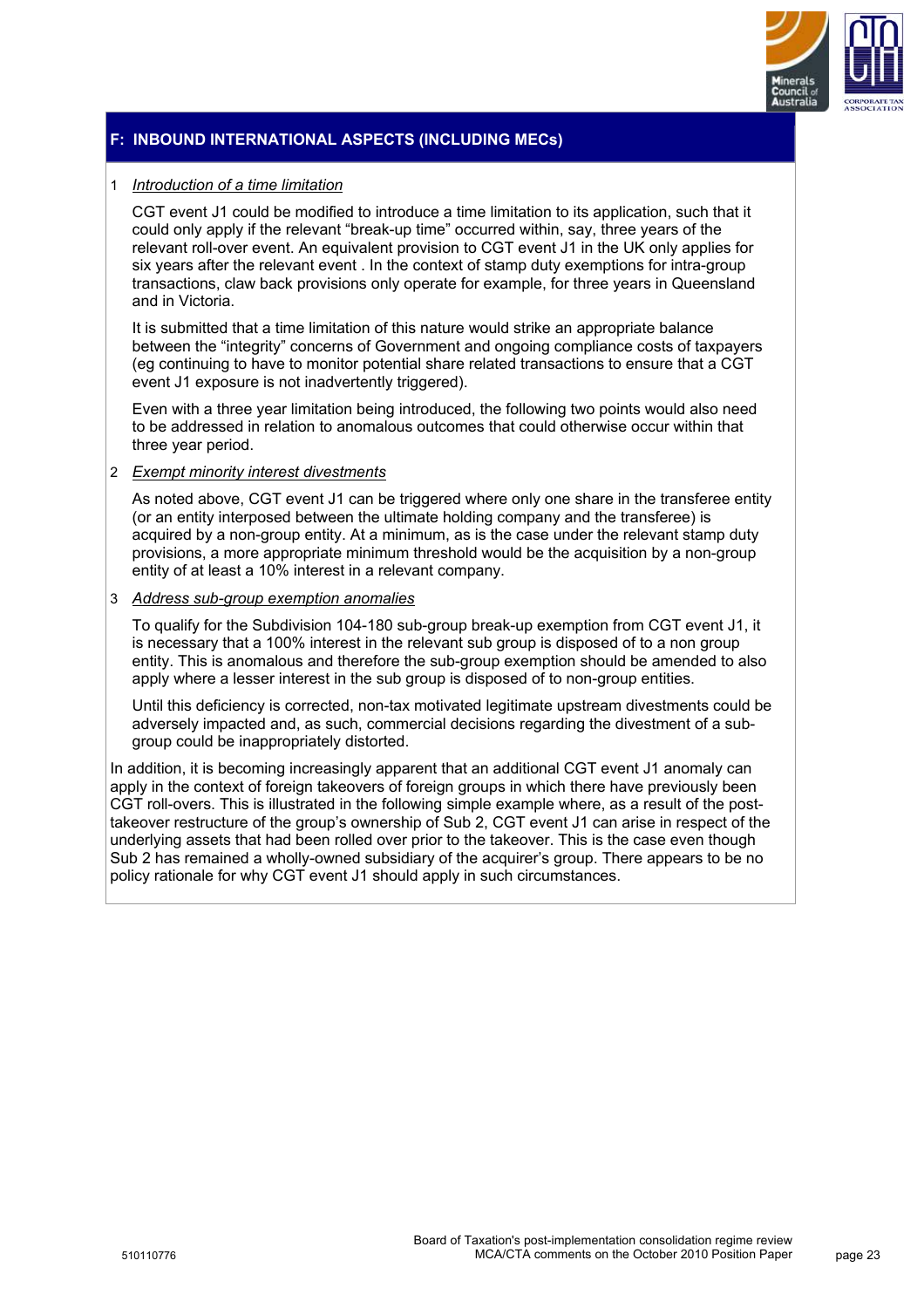## F: INBOUND INTERNATIONAL ASPECTS (INCLUDING MECs)

1 *Introduction of a time limitation*

CGT event J1 could be modified to introduce a time limitation to its application, such that it could only apply if the relevant "break-up time" occurred within, say, three years of the relevant roll-over event. An equivalent provision to CGT event J1 in the UK only applies for six years after the relevant event . In the context of stamp duty exemptions for intra-group transactions, claw back provisions only operate for example, for three years in Queensland and in Victoria.

It is submitted that a time limitation of this nature would strike an appropriate balance between the "integrity" concerns of Government and ongoing compliance costs of taxpayers (eg continuing to have to monitor potential share related transactions to ensure that a CGT event J1 exposure is not inadvertently triggered).

Even with a three year limitation being introduced, the following two points would also need to be addressed in relation to anomalous outcomes that could otherwise occur within that three year period.

2 *Exempt minority interest divestments*

As noted above, CGT event J1 can be triggered where only one share in the transferee entity (or an entity interposed between the ultimate holding company and the transferee) is acquired by a non-group entity. At a minimum, as is the case under the relevant stamp duty provisions, a more appropriate minimum threshold would be the acquisition by a non-group entity of at least a 10% interest in a relevant company.

3 *Address sub-group exemption anomalies*

To qualify for the Subdivision 104-180 sub-group break-up exemption from CGT event J1, it is necessary that a 100% interest in the relevant sub group is disposed of to a non group entity. This is anomalous and therefore the sub-group exemption should be amended to also apply where a lesser interest in the sub group is disposed of to non-group entities.

Until this deficiency is corrected, non-tax motivated legitimate upstream divestments could be adversely impacted and, as such, commercial decisions regarding the divestment of a sub-group could be inappropriately distorted.

In addition, it is becoming increasingly apparent that an additional CGT event J1 anomaly can apply in the context of foreign takeovers of foreign groups in which there have previously been CGT roll-overs. This is illustrated in the following simple example where, as a result of the post-takeover restructure of the group's ownership of Sub 2, CGT event J1 can arise in respect of the underlying assets that had been rolled over prior to the takeover. This is the case even though Sub 2 has remained a wholly-owned subsidiary of the acquirer's group. There appears to be no policy rationale for why CGT event J1 should apply in such circumstances.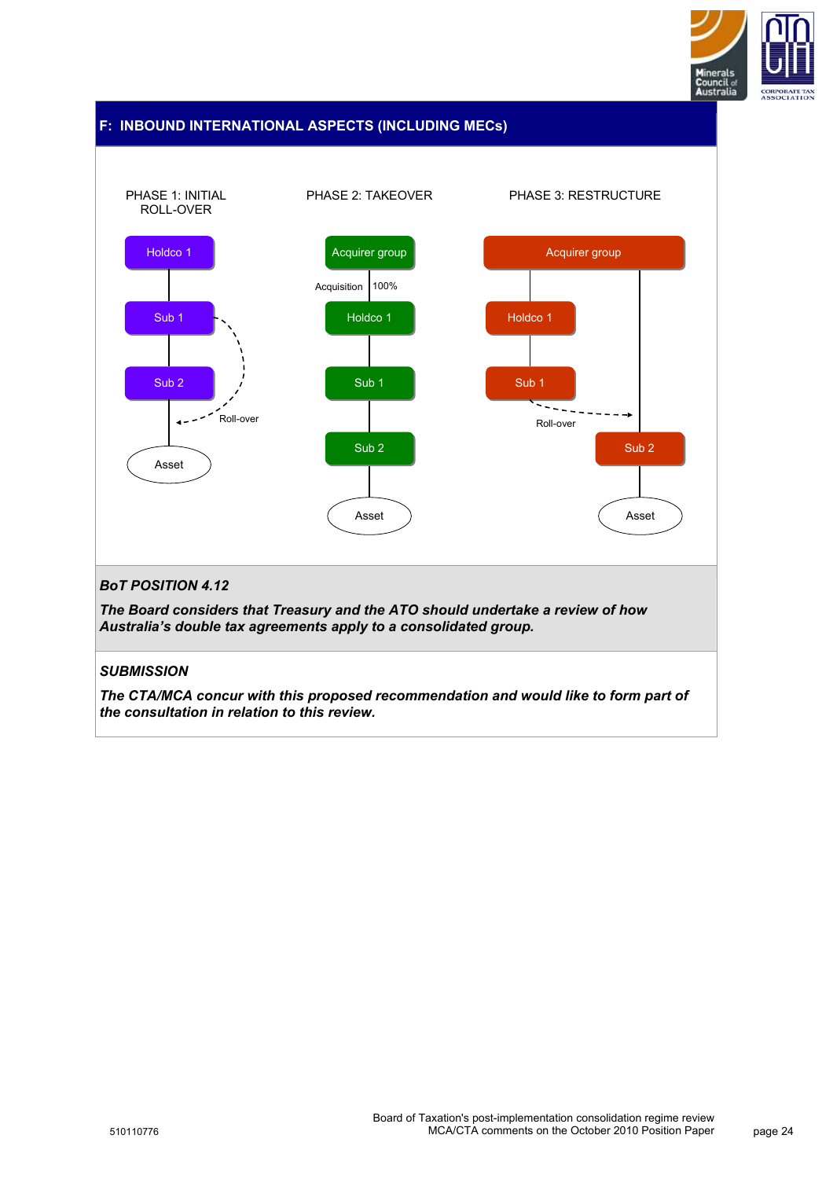## F: INBOUND INTERNATIONAL ASPECTS (INCLUDING MECs)

PHASE 1: INITIAL ROLL-OVER

Holdco 1 → Sub 1 → Sub 2 → Asset (Roll-over)

PHASE 2: TAKEOVER

Acquirer group → (Acquisition, 100%) Holdco 1 → Sub 1 → Sub 2 → Asset

PHASE 3: RESTRUCTURE

Acquirer group → Holdco 1 → Sub 1; Acquirer group → Sub 2 → Asset (Roll-over)

***BoT POSITION 4.12***

***The Board considers that Treasury and the ATO should undertake a review of how Australia's double tax agreements apply to a consolidated group.***

***SUBMISSION***

***The CTA/MCA concur with this proposed recommendation and would like to form part of the consultation in relation to this review.***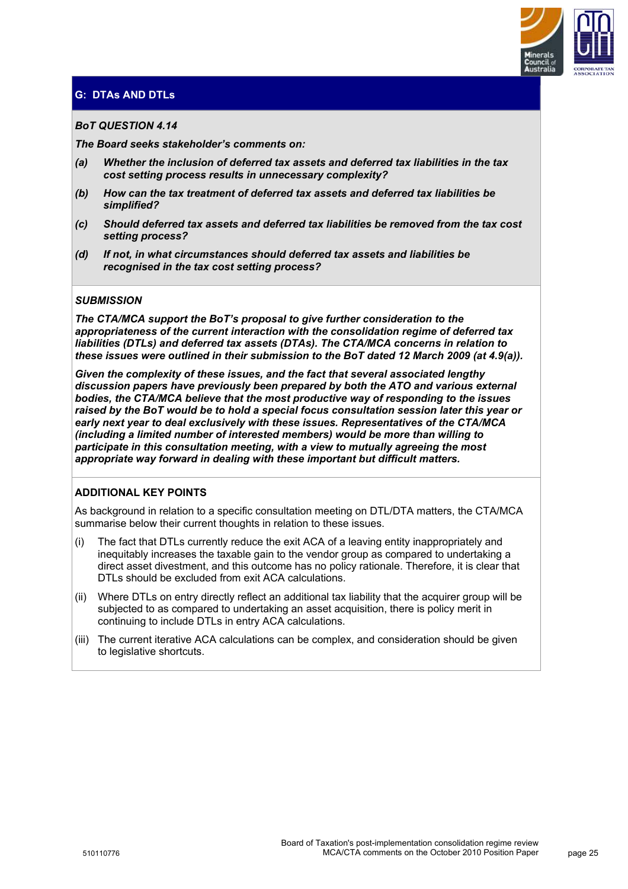## G: DTAs AND DTLs

***BoT QUESTION 4.14***

***The Board seeks stakeholder's comments on:***

- ***(a)*** ***Whether the inclusion of deferred tax assets and deferred tax liabilities in the tax cost setting process results in unnecessary complexity?***
- ***(b)*** ***How can the tax treatment of deferred tax assets and deferred tax liabilities be simplified?***
- ***(c)*** ***Should deferred tax assets and deferred tax liabilities be removed from the tax cost setting process?***
- ***(d)*** ***If not, in what circumstances should deferred tax assets and liabilities be recognised in the tax cost setting process?***

***SUBMISSION***

***The CTA/MCA support the BoT's proposal to give further consideration to the appropriateness of the current interaction with the consolidation regime of deferred tax liabilities (DTLs) and deferred tax assets (DTAs). The CTA/MCA concerns in relation to these issues were outlined in their submission to the BoT dated 12 March 2009 (at 4.9(a)).***

***Given the complexity of these issues, and the fact that several associated lengthy discussion papers have previously been prepared by both the ATO and various external bodies, the CTA/MCA believe that the most productive way of responding to the issues raised by the BoT would be to hold a special focus consultation session later this year or early next year to deal exclusively with these issues. Representatives of the CTA/MCA (including a limited number of interested members) would be more than willing to participate in this consultation meeting, with a view to mutually agreeing the most appropriate way forward in dealing with these important but difficult matters.***

**ADDITIONAL KEY POINTS**

As background in relation to a specific consultation meeting on DTL/DTA matters, the CTA/MCA summarise below their current thoughts in relation to these issues.

- (i) The fact that DTLs currently reduce the exit ACA of a leaving entity inappropriately and inequitably increases the taxable gain to the vendor group as compared to undertaking a direct asset divestment, and this outcome has no policy rationale. Therefore, it is clear that DTLs should be excluded from exit ACA calculations.
- (ii) Where DTLs on entry directly reflect an additional tax liability that the acquirer group will be subjected to as compared to undertaking an asset acquisition, there is policy merit in continuing to include DTLs in entry ACA calculations.
- (iii) The current iterative ACA calculations can be complex, and consideration should be given to legislative shortcuts.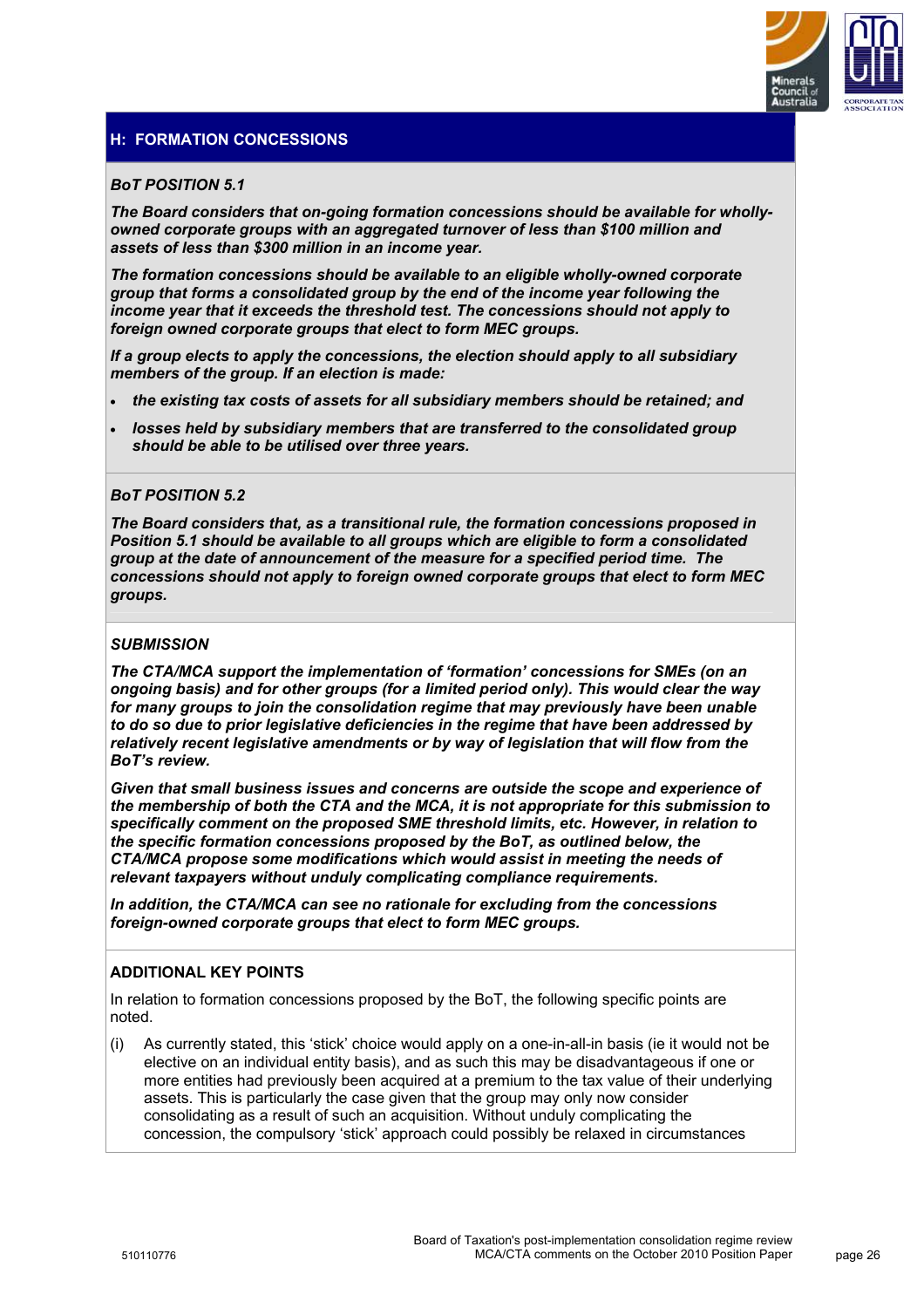## H: FORMATION CONCESSIONS

***BoT POSITION 5.1***

***The Board considers that on-going formation concessions should be available for wholly-owned corporate groups with an aggregated turnover of less than $100 million and assets of less than $300 million in an income year.***

***The formation concessions should be available to an eligible wholly-owned corporate group that forms a consolidated group by the end of the income year following the income year that it exceeds the threshold test. The concessions should not apply to foreign owned corporate groups that elect to form MEC groups.***

***If a group elects to apply the concessions, the election should apply to all subsidiary members of the group. If an election is made:***

- ***the existing tax costs of assets for all subsidiary members should be retained; and***
- ***losses held by subsidiary members that are transferred to the consolidated group should be able to be utilised over three years.***

***BoT POSITION 5.2***

***The Board considers that, as a transitional rule, the formation concessions proposed in Position 5.1 should be available to all groups which are eligible to form a consolidated group at the date of announcement of the measure for a specified period time. The concessions should not apply to foreign owned corporate groups that elect to form MEC groups.***

***SUBMISSION***

***The CTA/MCA support the implementation of 'formation' concessions for SMEs (on an ongoing basis) and for other groups (for a limited period only). This would clear the way for many groups to join the consolidation regime that may previously have been unable to do so due to prior legislative deficiencies in the regime that have been addressed by relatively recent legislative amendments or by way of legislation that will flow from the BoT's review.***

***Given that small business issues and concerns are outside the scope and experience of the membership of both the CTA and the MCA, it is not appropriate for this submission to specifically comment on the proposed SME threshold limits, etc. However, in relation to the specific formation concessions proposed by the BoT, as outlined below, the CTA/MCA propose some modifications which would assist in meeting the needs of relevant taxpayers without unduly complicating compliance requirements.***

***In addition, the CTA/MCA can see no rationale for excluding from the concessions foreign-owned corporate groups that elect to form MEC groups.***

**ADDITIONAL KEY POINTS**

In relation to formation concessions proposed by the BoT, the following specific points are noted.

(i) As currently stated, this 'stick' choice would apply on a one-in-all-in basis (ie it would not be elective on an individual entity basis), and as such this may be disadvantageous if one or more entities had previously been acquired at a premium to the tax value of their underlying assets. This is particularly the case given that the group may only now consider consolidating as a result of such an acquisition. Without unduly complicating the concession, the compulsory 'stick' approach could possibly be relaxed in circumstances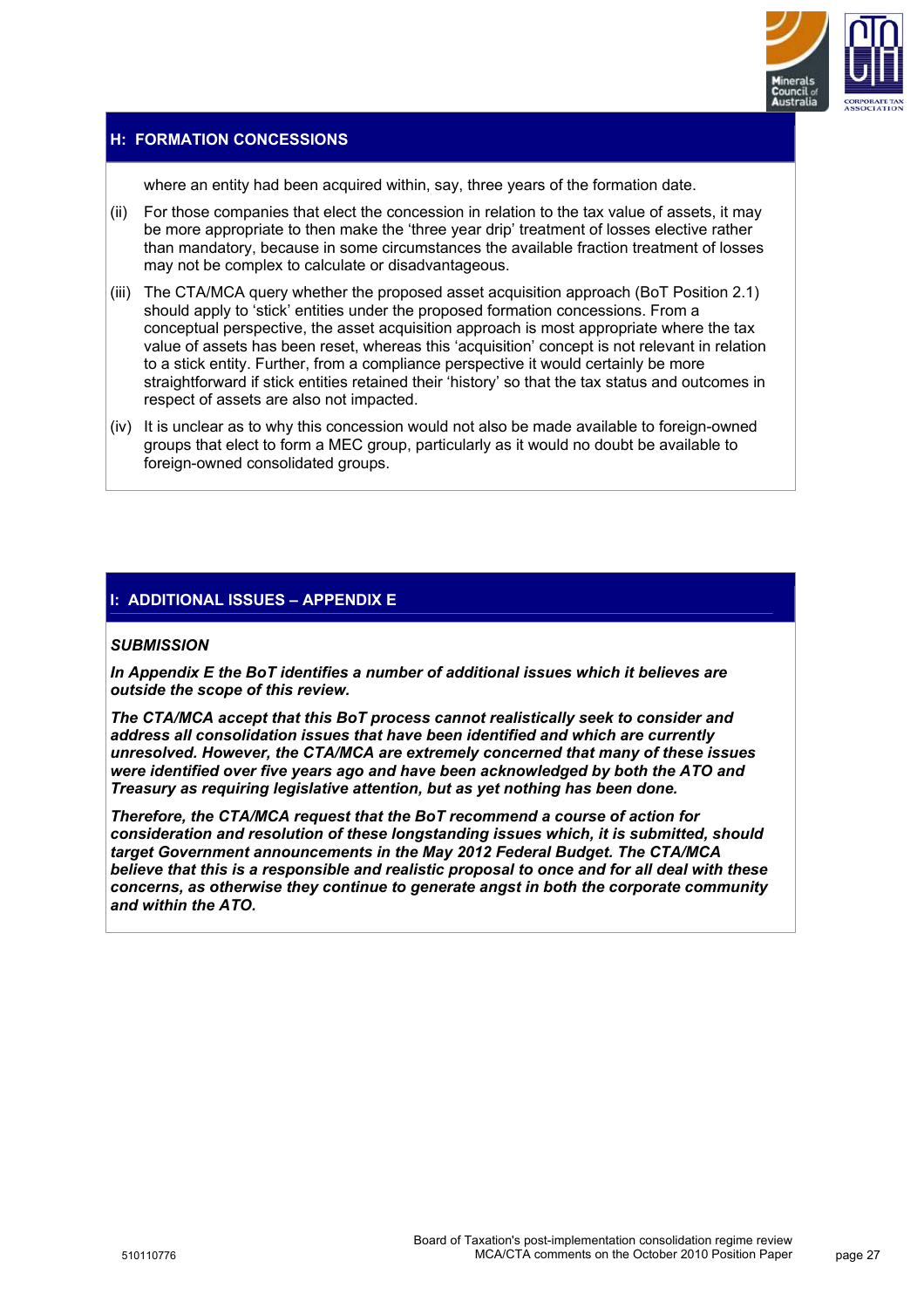## H: FORMATION CONCESSIONS

where an entity had been acquired within, say, three years of the formation date.

(ii) For those companies that elect the concession in relation to the tax value of assets, it may be more appropriate to then make the 'three year drip' treatment of losses elective rather than mandatory, because in some circumstances the available fraction treatment of losses may not be complex to calculate or disadvantageous.

(iii) The CTA/MCA query whether the proposed asset acquisition approach (BoT Position 2.1) should apply to 'stick' entities under the proposed formation concessions. From a conceptual perspective, the asset acquisition approach is most appropriate where the tax value of assets has been reset, whereas this 'acquisition' concept is not relevant in relation to a stick entity. Further, from a compliance perspective it would certainly be more straightforward if stick entities retained their 'history' so that the tax status and outcomes in respect of assets are also not impacted.

(iv) It is unclear as to why this concession would not also be made available to foreign-owned groups that elect to form a MEC group, particularly as it would no doubt be available to foreign-owned consolidated groups.

## I: ADDITIONAL ISSUES – APPENDIX E

***SUBMISSION***

***In Appendix E the BoT identifies a number of additional issues which it believes are outside the scope of this review.***

***The CTA/MCA accept that this BoT process cannot realistically seek to consider and address all consolidation issues that have been identified and which are currently unresolved. However, the CTA/MCA are extremely concerned that many of these issues were identified over five years ago and have been acknowledged by both the ATO and Treasury as requiring legislative attention, but as yet nothing has been done.***

***Therefore, the CTA/MCA request that the BoT recommend a course of action for consideration and resolution of these longstanding issues which, it is submitted, should target Government announcements in the May 2012 Federal Budget. The CTA/MCA believe that this is a responsible and realistic proposal to once and for all deal with these concerns, as otherwise they continue to generate angst in both the corporate community and within the ATO.***